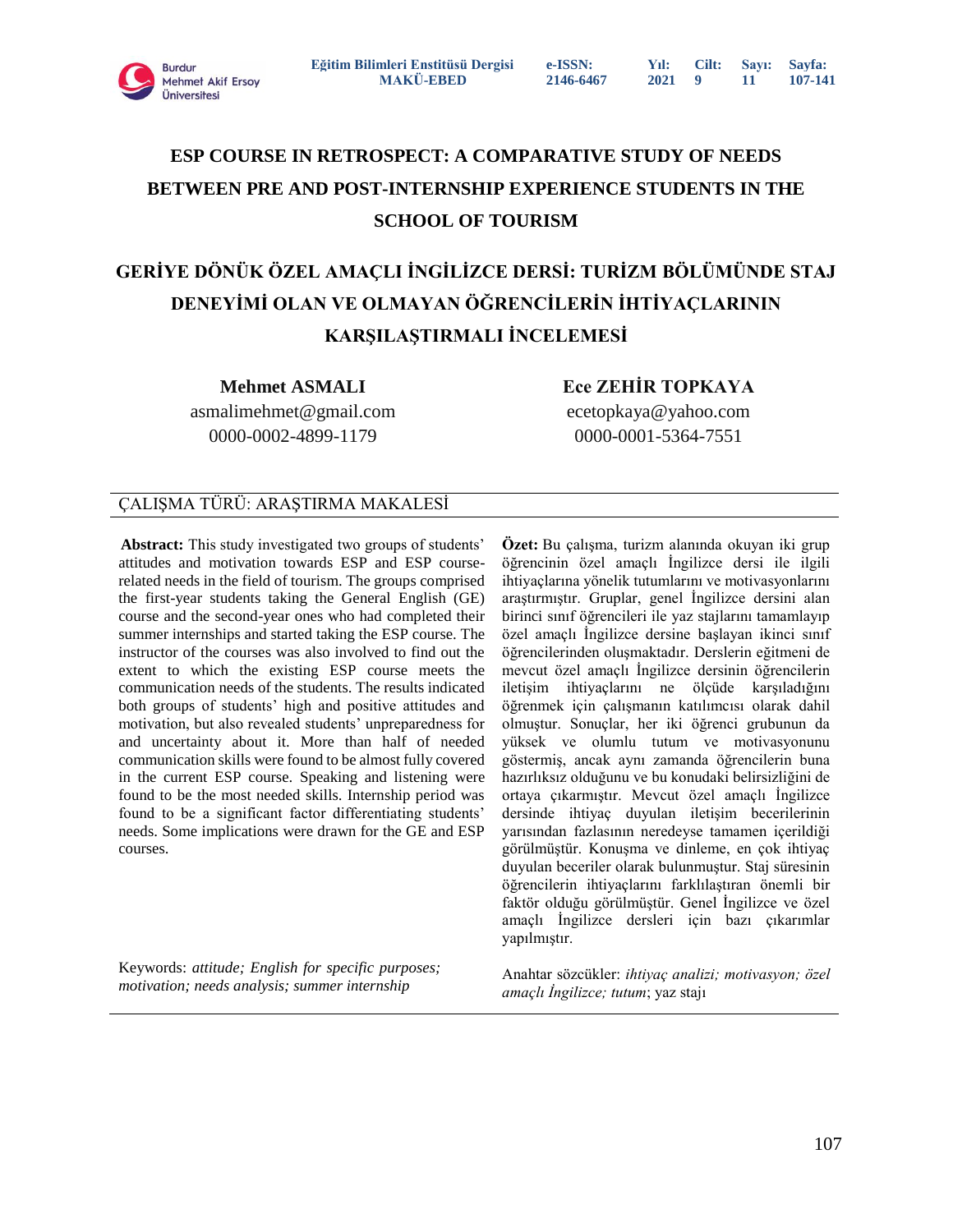# ESP COURSE IN RETROSPECT: A COMPARATIVE STUDY OF NEEDS BETWEEN PRE AND POST-INTERNSHIP EXPERIENCE STUDENTS IN THE SCHOOL OF TOURISM

# GERİYE DÖNÜK ÖZEL AMAÇLI İNGİLİZCE DERSİ: TURİZM BÖLÜMÜNDE STAJ DENEYİMİ OLAN VE OLMAYAN ÖĞRENCİLERİN İHTİYAÇLARININ KARŞILAŞTIRMALI İNCELEMESİ

**Mehmet ASMALI**
asmalimehmet@gmail.com
0000-0002-4899-1179

**Ece ZEHİR TOPKAYA**
ecetopkaya@yahoo.com
0000-0001-5364-7551

ÇALIŞMA TÜRÜ: ARAŞTIRMA MAKALESİ

**Abstract:** This study investigated two groups of students' attitudes and motivation towards ESP and ESP course-related needs in the field of tourism. The groups comprised the first-year students taking the General English (GE) course and the second-year ones who had completed their summer internships and started taking the ESP course. The instructor of the courses was also involved to find out the extent to which the existing ESP course meets the communication needs of the students. The results indicated both groups of students' high and positive attitudes and motivation, but also revealed students' unpreparedness for and uncertainty about it. More than half of needed communication skills were found to be almost fully covered in the current ESP course. Speaking and listening were found to be the most needed skills. Internship period was found to be a significant factor differentiating students' needs. Some implications were drawn for the GE and ESP courses.

Keywords: *attitude; English for specific purposes; motivation; needs analysis; summer internship*

**Özet:** Bu çalışma, turizm alanında okuyan iki grup öğrencinin özel amaçlı İngilizce dersi ile ilgili ihtiyaçlarına yönelik tutumlarını ve motivasyonlarını araştırmıştır. Gruplar, genel İngilizce dersini alan birinci sınıf öğrencileri ile yaz stajlarını tamamlayıp özel amaçlı İngilizce dersine başlayan ikinci sınıf öğrencilerinden oluşmaktadır. Derslerin eğitmeni de mevcut özel amaçlı İngilizce dersinin öğrencilerin iletişim ihtiyaçlarını ne ölçüde karşıladığını öğrenmek için çalışmanın katılımcısı olarak dahil olmuştur. Sonuçlar, her iki öğrenci grubunun da yüksek ve olumlu tutum ve motivasyonunu göstermiş, ancak aynı zamanda öğrencilerin buna hazırlıksız olduğunu ve bu konudaki belirsizliğini de ortaya çıkarmıştır. Mevcut özel amaçlı İngilizce dersinde ihtiyaç duyulan iletişim becerilerinin yarısından fazlasının neredeyse tamamen içerildiği görülmüştür. Konuşma ve dinleme, en çok ihtiyaç duyulan beceriler olarak bulunmuştur. Staj süresinin öğrencilerin ihtiyaçlarını farklılaştıran önemli bir faktör olduğu görülmüştür. Genel İngilizce ve özel amaçlı İngilizce dersleri için bazı çıkarımlar yapılmıştır.

Anahtar sözcükler: *ihtiyaç analizi; motivasyon; özel amaçlı İngilizce; tutum*; yaz stajı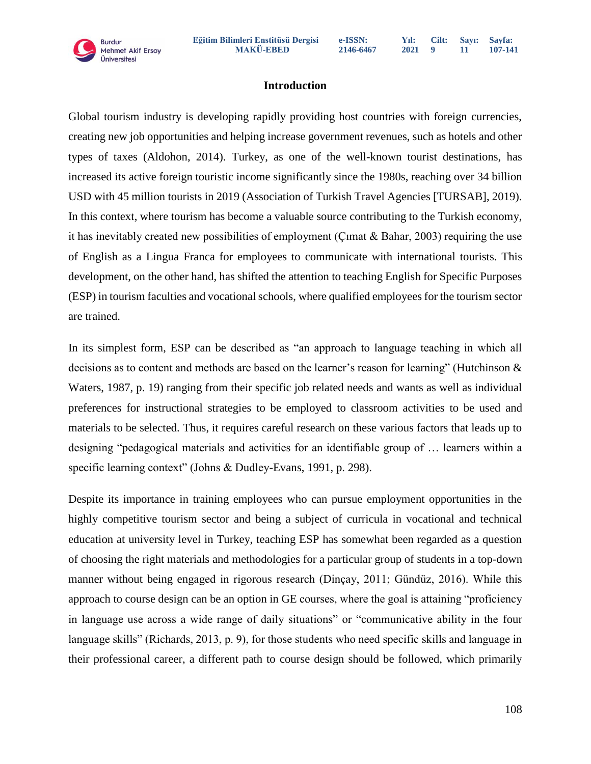## Introduction

Global tourism industry is developing rapidly providing host countries with foreign currencies, creating new job opportunities and helping increase government revenues, such as hotels and other types of taxes (Aldohon, 2014). Turkey, as one of the well-known tourist destinations, has increased its active foreign touristic income significantly since the 1980s, reaching over 34 billion USD with 45 million tourists in 2019 (Association of Turkish Travel Agencies [TURSAB], 2019). In this context, where tourism has become a valuable source contributing to the Turkish economy, it has inevitably created new possibilities of employment (Çımat & Bahar, 2003) requiring the use of English as a Lingua Franca for employees to communicate with international tourists. This development, on the other hand, has shifted the attention to teaching English for Specific Purposes (ESP) in tourism faculties and vocational schools, where qualified employees for the tourism sector are trained.

In its simplest form, ESP can be described as "an approach to language teaching in which all decisions as to content and methods are based on the learner's reason for learning" (Hutchinson & Waters, 1987, p. 19) ranging from their specific job related needs and wants as well as individual preferences for instructional strategies to be employed to classroom activities to be used and materials to be selected. Thus, it requires careful research on these various factors that leads up to designing "pedagogical materials and activities for an identifiable group of … learners within a specific learning context" (Johns & Dudley-Evans, 1991, p. 298).

Despite its importance in training employees who can pursue employment opportunities in the highly competitive tourism sector and being a subject of curricula in vocational and technical education at university level in Turkey, teaching ESP has somewhat been regarded as a question of choosing the right materials and methodologies for a particular group of students in a top-down manner without being engaged in rigorous research (Dinçay, 2011; Gündüz, 2016). While this approach to course design can be an option in GE courses, where the goal is attaining "proficiency in language use across a wide range of daily situations" or "communicative ability in the four language skills" (Richards, 2013, p. 9), for those students who need specific skills and language in their professional career, a different path to course design should be followed, which primarily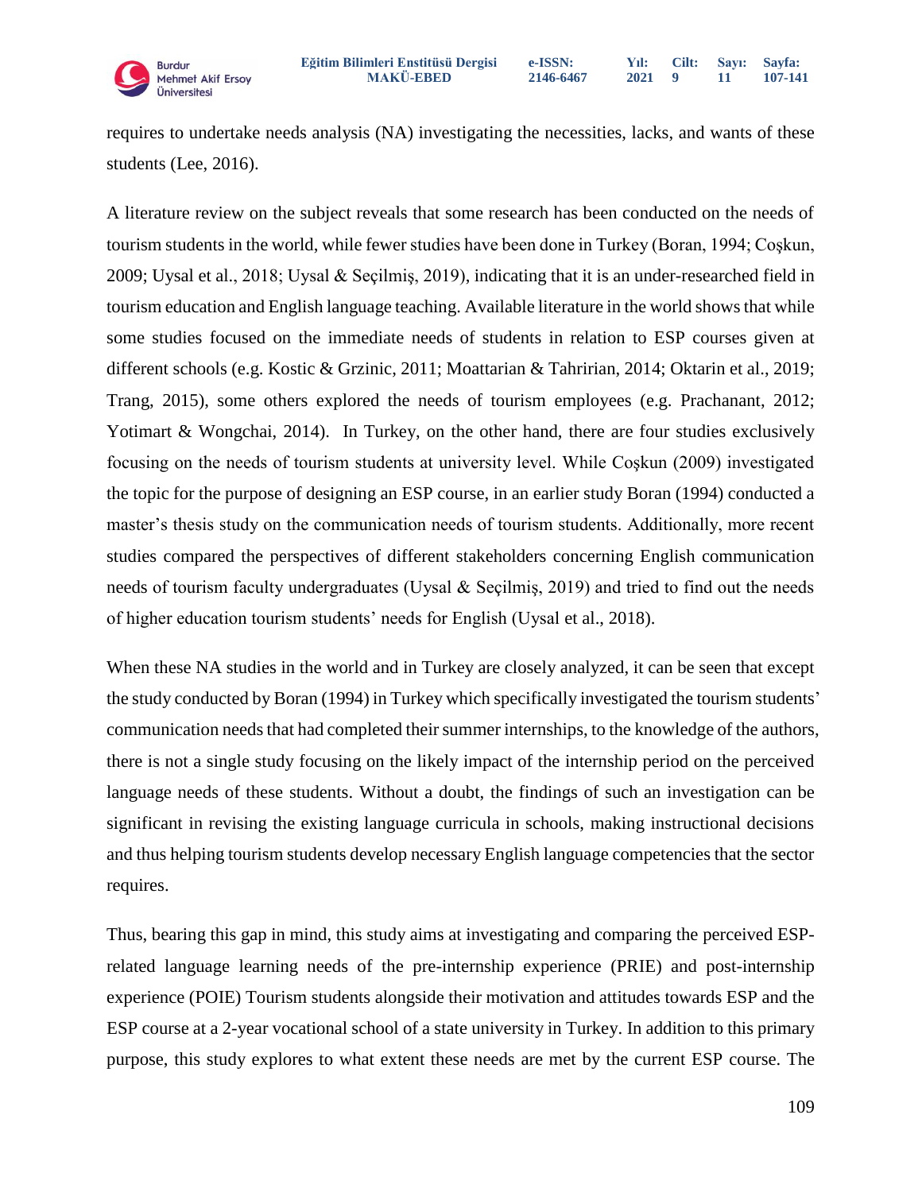requires to undertake needs analysis (NA) investigating the necessities, lacks, and wants of these students (Lee, 2016).

A literature review on the subject reveals that some research has been conducted on the needs of tourism students in the world, while fewer studies have been done in Turkey (Boran, 1994; Coşkun, 2009; Uysal et al., 2018; Uysal & Seçilmiş, 2019), indicating that it is an under-researched field in tourism education and English language teaching. Available literature in the world shows that while some studies focused on the immediate needs of students in relation to ESP courses given at different schools (e.g. Kostic & Grzinic, 2011; Moattarian & Tahririan, 2014; Oktarin et al., 2019; Trang, 2015), some others explored the needs of tourism employees (e.g. Prachanant, 2012; Yotimart & Wongchai, 2014). In Turkey, on the other hand, there are four studies exclusively focusing on the needs of tourism students at university level. While Coşkun (2009) investigated the topic for the purpose of designing an ESP course, in an earlier study Boran (1994) conducted a master's thesis study on the communication needs of tourism students. Additionally, more recent studies compared the perspectives of different stakeholders concerning English communication needs of tourism faculty undergraduates (Uysal & Seçilmiş, 2019) and tried to find out the needs of higher education tourism students' needs for English (Uysal et al., 2018).

When these NA studies in the world and in Turkey are closely analyzed, it can be seen that except the study conducted by Boran (1994) in Turkey which specifically investigated the tourism students' communication needs that had completed their summer internships, to the knowledge of the authors, there is not a single study focusing on the likely impact of the internship period on the perceived language needs of these students. Without a doubt, the findings of such an investigation can be significant in revising the existing language curricula in schools, making instructional decisions and thus helping tourism students develop necessary English language competencies that the sector requires.

Thus, bearing this gap in mind, this study aims at investigating and comparing the perceived ESP-related language learning needs of the pre-internship experience (PRIE) and post-internship experience (POIE) Tourism students alongside their motivation and attitudes towards ESP and the ESP course at a 2-year vocational school of a state university in Turkey. In addition to this primary purpose, this study explores to what extent these needs are met by the current ESP course. The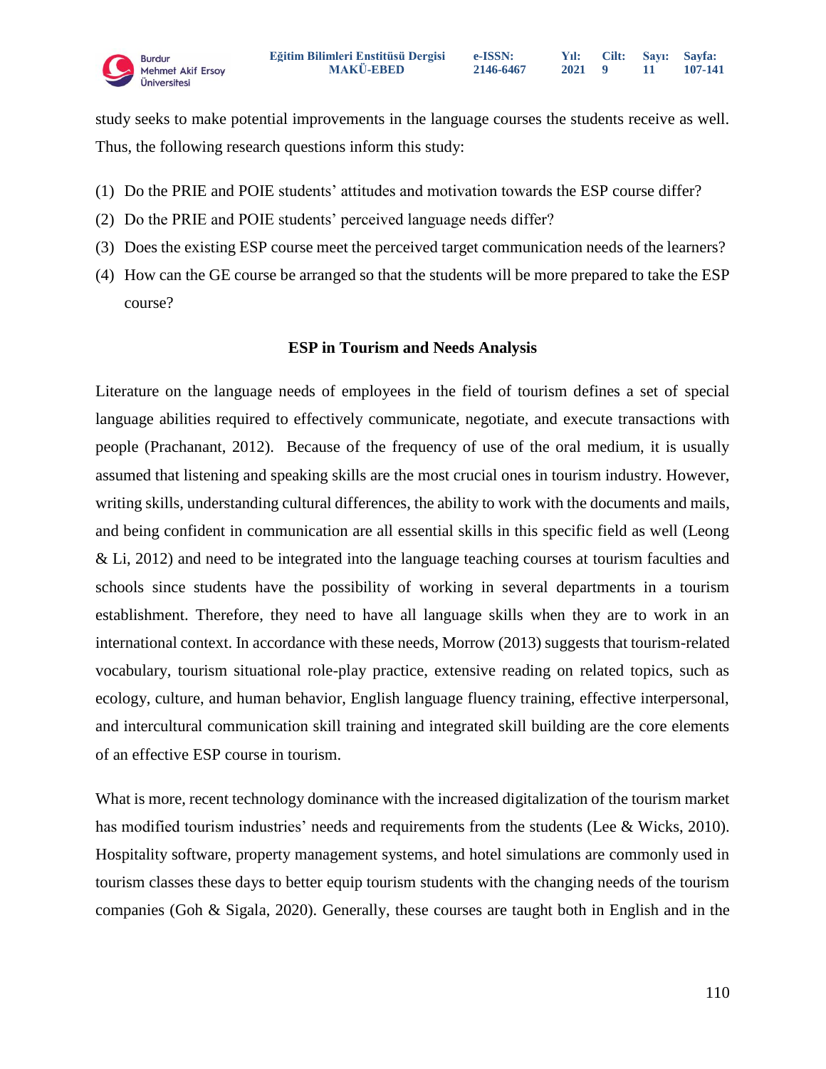study seeks to make potential improvements in the language courses the students receive as well. Thus, the following research questions inform this study:

(1) Do the PRIE and POIE students' attitudes and motivation towards the ESP course differ?
(2) Do the PRIE and POIE students' perceived language needs differ?
(3) Does the existing ESP course meet the perceived target communication needs of the learners?
(4) How can the GE course be arranged so that the students will be more prepared to take the ESP course?

## ESP in Tourism and Needs Analysis

Literature on the language needs of employees in the field of tourism defines a set of special language abilities required to effectively communicate, negotiate, and execute transactions with people (Prachanant, 2012). Because of the frequency of use of the oral medium, it is usually assumed that listening and speaking skills are the most crucial ones in tourism industry. However, writing skills, understanding cultural differences, the ability to work with the documents and mails, and being confident in communication are all essential skills in this specific field as well (Leong & Li, 2012) and need to be integrated into the language teaching courses at tourism faculties and schools since students have the possibility of working in several departments in a tourism establishment. Therefore, they need to have all language skills when they are to work in an international context. In accordance with these needs, Morrow (2013) suggests that tourism-related vocabulary, tourism situational role-play practice, extensive reading on related topics, such as ecology, culture, and human behavior, English language fluency training, effective interpersonal, and intercultural communication skill training and integrated skill building are the core elements of an effective ESP course in tourism.

What is more, recent technology dominance with the increased digitalization of the tourism market has modified tourism industries' needs and requirements from the students (Lee & Wicks, 2010). Hospitality software, property management systems, and hotel simulations are commonly used in tourism classes these days to better equip tourism students with the changing needs of the tourism companies (Goh & Sigala, 2020). Generally, these courses are taught both in English and in the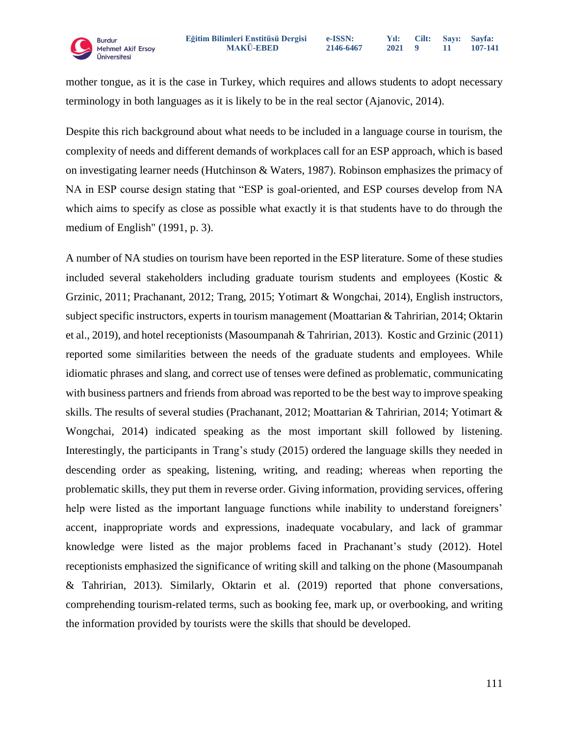mother tongue, as it is the case in Turkey, which requires and allows students to adopt necessary terminology in both languages as it is likely to be in the real sector (Ajanovic, 2014).

Despite this rich background about what needs to be included in a language course in tourism, the complexity of needs and different demands of workplaces call for an ESP approach, which is based on investigating learner needs (Hutchinson & Waters, 1987). Robinson emphasizes the primacy of NA in ESP course design stating that "ESP is goal-oriented, and ESP courses develop from NA which aims to specify as close as possible what exactly it is that students have to do through the medium of English" (1991, p. 3).

A number of NA studies on tourism have been reported in the ESP literature. Some of these studies included several stakeholders including graduate tourism students and employees (Kostic & Grzinic, 2011; Prachanant, 2012; Trang, 2015; Yotimart & Wongchai, 2014), English instructors, subject specific instructors, experts in tourism management (Moattarian & Tahririan, 2014; Oktarin et al., 2019), and hotel receptionists (Masoumpanah & Tahririan, 2013). Kostic and Grzinic (2011) reported some similarities between the needs of the graduate students and employees. While idiomatic phrases and slang, and correct use of tenses were defined as problematic, communicating with business partners and friends from abroad was reported to be the best way to improve speaking skills. The results of several studies (Prachanant, 2012; Moattarian & Tahririan, 2014; Yotimart & Wongchai, 2014) indicated speaking as the most important skill followed by listening. Interestingly, the participants in Trang's study (2015) ordered the language skills they needed in descending order as speaking, listening, writing, and reading; whereas when reporting the problematic skills, they put them in reverse order. Giving information, providing services, offering help were listed as the important language functions while inability to understand foreigners' accent, inappropriate words and expressions, inadequate vocabulary, and lack of grammar knowledge were listed as the major problems faced in Prachanant's study (2012). Hotel receptionists emphasized the significance of writing skill and talking on the phone (Masoumpanah & Tahririan, 2013). Similarly, Oktarin et al. (2019) reported that phone conversations, comprehending tourism-related terms, such as booking fee, mark up, or overbooking, and writing the information provided by tourists were the skills that should be developed.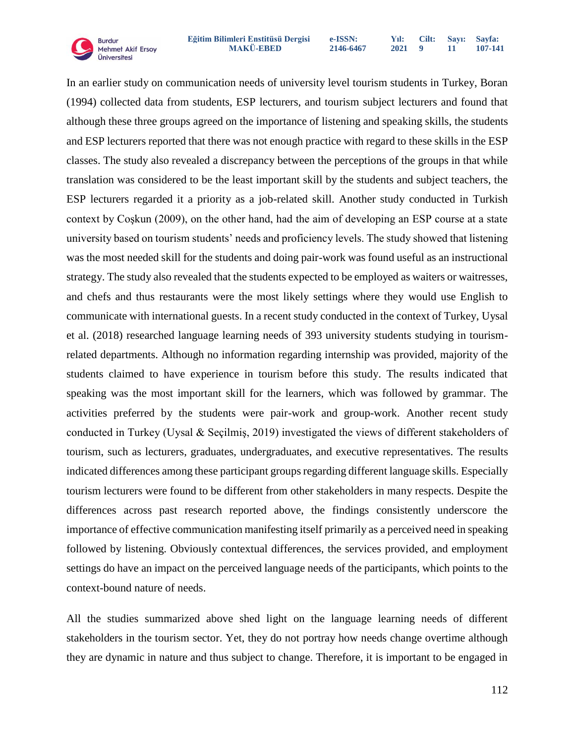In an earlier study on communication needs of university level tourism students in Turkey, Boran (1994) collected data from students, ESP lecturers, and tourism subject lecturers and found that although these three groups agreed on the importance of listening and speaking skills, the students and ESP lecturers reported that there was not enough practice with regard to these skills in the ESP classes. The study also revealed a discrepancy between the perceptions of the groups in that while translation was considered to be the least important skill by the students and subject teachers, the ESP lecturers regarded it a priority as a job-related skill. Another study conducted in Turkish context by Coşkun (2009), on the other hand, had the aim of developing an ESP course at a state university based on tourism students' needs and proficiency levels. The study showed that listening was the most needed skill for the students and doing pair-work was found useful as an instructional strategy. The study also revealed that the students expected to be employed as waiters or waitresses, and chefs and thus restaurants were the most likely settings where they would use English to communicate with international guests. In a recent study conducted in the context of Turkey, Uysal et al. (2018) researched language learning needs of 393 university students studying in tourism-related departments. Although no information regarding internship was provided, majority of the students claimed to have experience in tourism before this study. The results indicated that speaking was the most important skill for the learners, which was followed by grammar. The activities preferred by the students were pair-work and group-work. Another recent study conducted in Turkey (Uysal & Seçilmiş, 2019) investigated the views of different stakeholders of tourism, such as lecturers, graduates, undergraduates, and executive representatives. The results indicated differences among these participant groups regarding different language skills. Especially tourism lecturers were found to be different from other stakeholders in many respects. Despite the differences across past research reported above, the findings consistently underscore the importance of effective communication manifesting itself primarily as a perceived need in speaking followed by listening. Obviously contextual differences, the services provided, and employment settings do have an impact on the perceived language needs of the participants, which points to the context-bound nature of needs.

All the studies summarized above shed light on the language learning needs of different stakeholders in the tourism sector. Yet, they do not portray how needs change overtime although they are dynamic in nature and thus subject to change. Therefore, it is important to be engaged in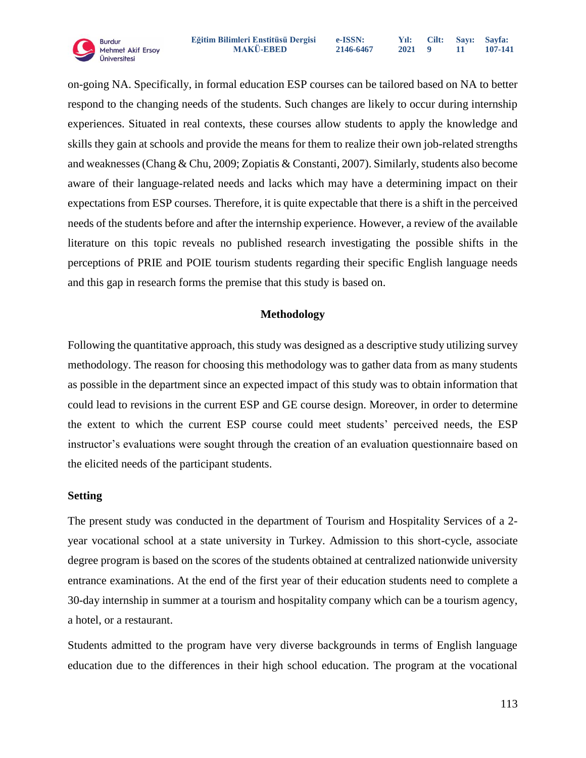on-going NA. Specifically, in formal education ESP courses can be tailored based on NA to better respond to the changing needs of the students. Such changes are likely to occur during internship experiences. Situated in real contexts, these courses allow students to apply the knowledge and skills they gain at schools and provide the means for them to realize their own job-related strengths and weaknesses (Chang & Chu, 2009; Zopiatis & Constanti, 2007). Similarly, students also become aware of their language-related needs and lacks which may have a determining impact on their expectations from ESP courses. Therefore, it is quite expectable that there is a shift in the perceived needs of the students before and after the internship experience. However, a review of the available literature on this topic reveals no published research investigating the possible shifts in the perceptions of PRIE and POIE tourism students regarding their specific English language needs and this gap in research forms the premise that this study is based on.

## Methodology

Following the quantitative approach, this study was designed as a descriptive study utilizing survey methodology. The reason for choosing this methodology was to gather data from as many students as possible in the department since an expected impact of this study was to obtain information that could lead to revisions in the current ESP and GE course design. Moreover, in order to determine the extent to which the current ESP course could meet students' perceived needs, the ESP instructor's evaluations were sought through the creation of an evaluation questionnaire based on the elicited needs of the participant students.

### Setting

The present study was conducted in the department of Tourism and Hospitality Services of a 2-year vocational school at a state university in Turkey. Admission to this short-cycle, associate degree program is based on the scores of the students obtained at centralized nationwide university entrance examinations. At the end of the first year of their education students need to complete a 30-day internship in summer at a tourism and hospitality company which can be a tourism agency, a hotel, or a restaurant.

Students admitted to the program have very diverse backgrounds in terms of English language education due to the differences in their high school education. The program at the vocational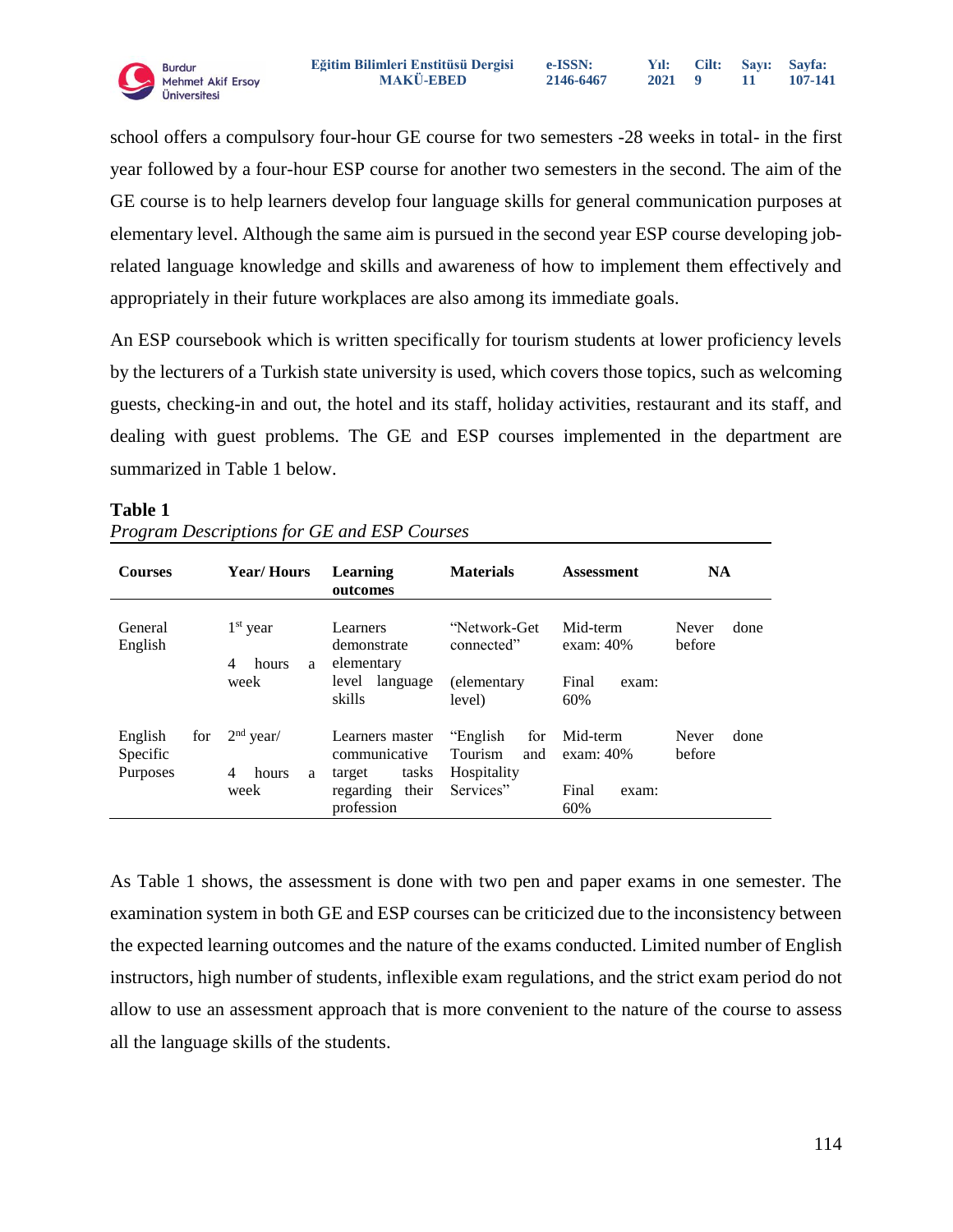school offers a compulsory four-hour GE course for two semesters -28 weeks in total- in the first year followed by a four-hour ESP course for another two semesters in the second. The aim of the GE course is to help learners develop four language skills for general communication purposes at elementary level. Although the same aim is pursued in the second year ESP course developing job-related language knowledge and skills and awareness of how to implement them effectively and appropriately in their future workplaces are also among its immediate goals.

An ESP coursebook which is written specifically for tourism students at lower proficiency levels by the lecturers of a Turkish state university is used, which covers those topics, such as welcoming guests, checking-in and out, the hotel and its staff, holiday activities, restaurant and its staff, and dealing with guest problems. The GE and ESP courses implemented in the department are summarized in Table 1 below.

**Table 1**

*Program Descriptions for GE and ESP Courses*

| Courses | Year/ Hours | Learning outcomes | Materials | Assessment | NA |
|---|---|---|---|---|---|
| General English | 1st year<br>4 hours a week | Learners demonstrate elementary level language skills | "Network-Get connected"<br>(elementary level) | Mid-term exam: 40%<br>Final exam: 60% | Never done before |
| English for Specific Purposes | 2nd year/<br>4 hours a week | Learners master communicative target tasks regarding their profession | "English for Tourism and Hospitality Services" | Mid-term exam: 40%<br>Final exam: 60% | Never done before |

As Table 1 shows, the assessment is done with two pen and paper exams in one semester. The examination system in both GE and ESP courses can be criticized due to the inconsistency between the expected learning outcomes and the nature of the exams conducted. Limited number of English instructors, high number of students, inflexible exam regulations, and the strict exam period do not allow to use an assessment approach that is more convenient to the nature of the course to assess all the language skills of the students.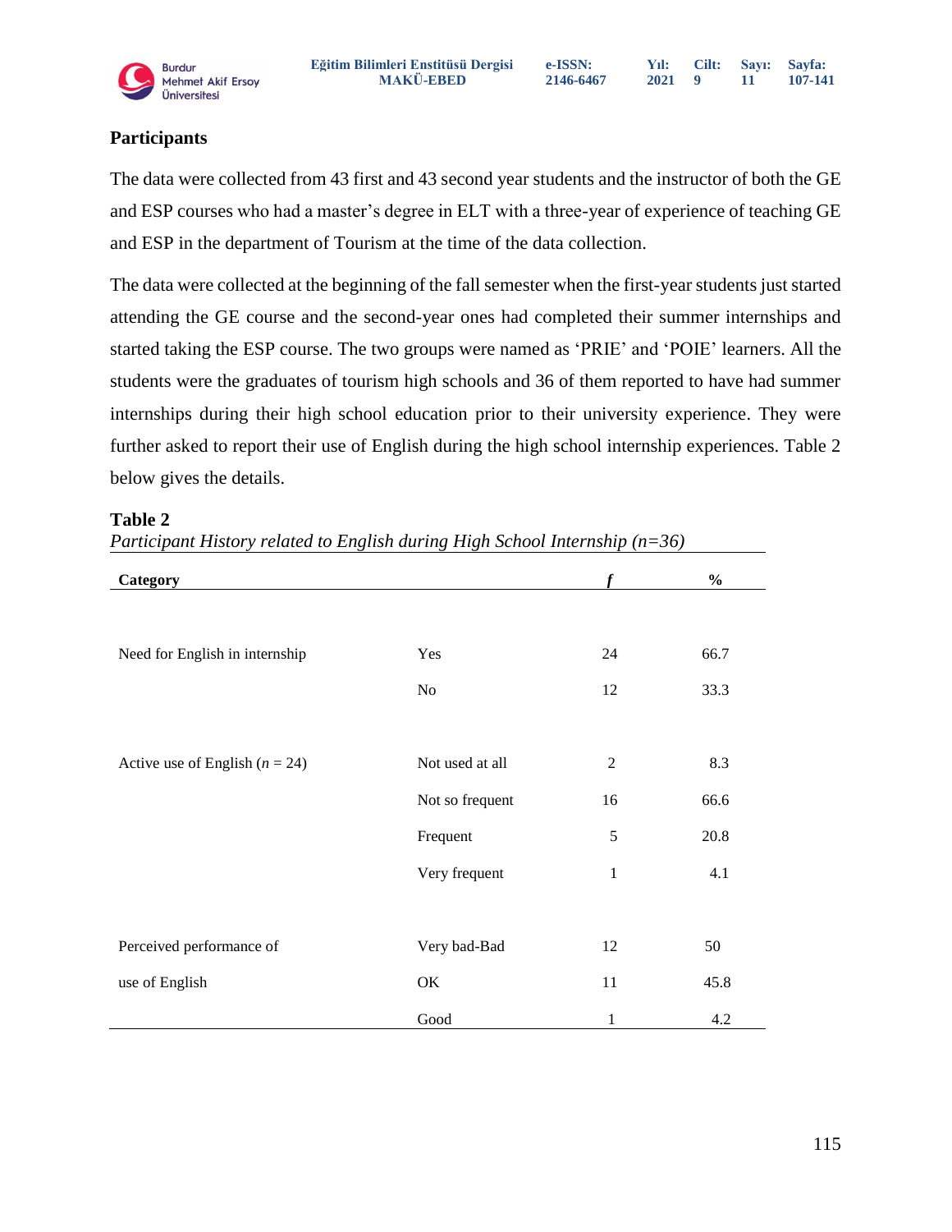## Participants

The data were collected from 43 first and 43 second year students and the instructor of both the GE and ESP courses who had a master's degree in ELT with a three-year of experience of teaching GE and ESP in the department of Tourism at the time of the data collection.

The data were collected at the beginning of the fall semester when the first-year students just started attending the GE course and the second-year ones had completed their summer internships and started taking the ESP course. The two groups were named as 'PRIE' and 'POIE' learners. All the students were the graduates of tourism high schools and 36 of them reported to have had summer internships during their high school education prior to their university experience. They were further asked to report their use of English during the high school internship experiences. Table 2 below gives the details.

**Table 2**

*Participant History related to English during High School Internship (n=36)*

| Category | | *f* | % |
|---|---|---|---|
| Need for English in internship | Yes | 24 | 66.7 |
| | No | 12 | 33.3 |
| Active use of English (*n* = 24) | Not used at all | 2 | 8.3 |
| | Not so frequent | 16 | 66.6 |
| | Frequent | 5 | 20.8 |
| | Very frequent | 1 | 4.1 |
| Perceived performance of use of English | Very bad-Bad | 12 | 50 |
| | OK | 11 | 45.8 |
| | Good | 1 | 4.2 |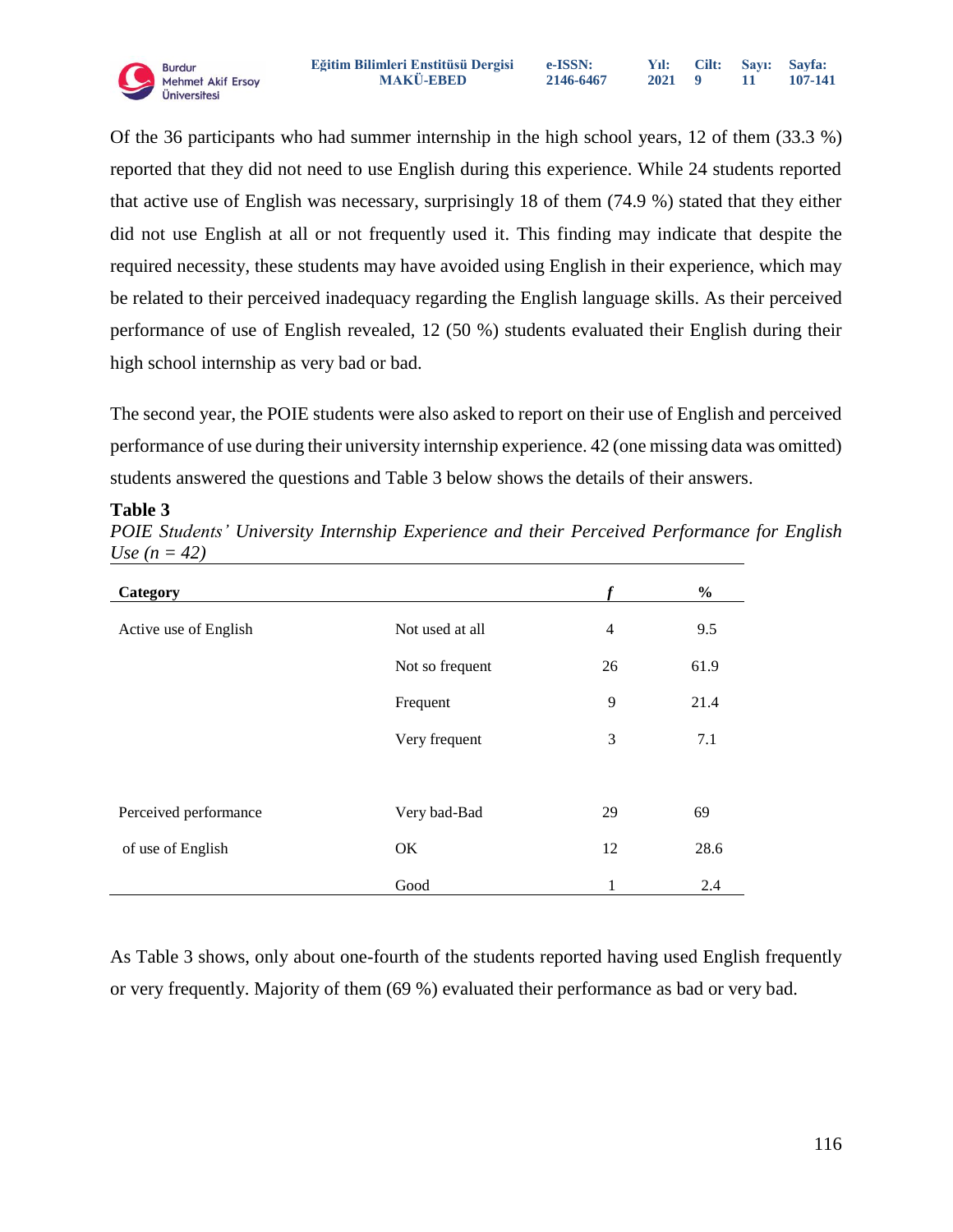Of the 36 participants who had summer internship in the high school years, 12 of them (33.3 %) reported that they did not need to use English during this experience. While 24 students reported that active use of English was necessary, surprisingly 18 of them (74.9 %) stated that they either did not use English at all or not frequently used it. This finding may indicate that despite the required necessity, these students may have avoided using English in their experience, which may be related to their perceived inadequacy regarding the English language skills. As their perceived performance of use of English revealed, 12 (50 %) students evaluated their English during their high school internship as very bad or bad.

The second year, the POIE students were also asked to report on their use of English and perceived performance of use during their university internship experience. 42 (one missing data was omitted) students answered the questions and Table 3 below shows the details of their answers.

**Table 3**

*POIE Students' University Internship Experience and their Perceived Performance for English Use (n = 42)*

| Category | | *f* | % |
|---|---|---|---|
| Active use of English | Not used at all | 4 | 9.5 |
| | Not so frequent | 26 | 61.9 |
| | Frequent | 9 | 21.4 |
| | Very frequent | 3 | 7.1 |
| Perceived performance of use of English | Very bad-Bad | 29 | 69 |
| | OK | 12 | 28.6 |
| | Good | 1 | 2.4 |

As Table 3 shows, only about one-fourth of the students reported having used English frequently or very frequently. Majority of them (69 %) evaluated their performance as bad or very bad.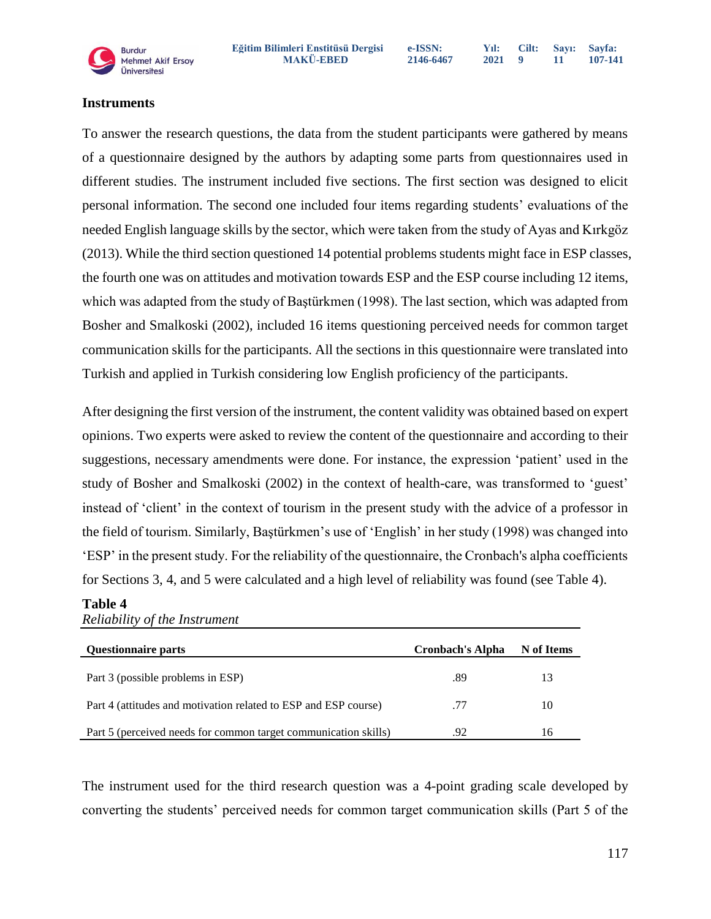## Instruments

To answer the research questions, the data from the student participants were gathered by means of a questionnaire designed by the authors by adapting some parts from questionnaires used in different studies. The instrument included five sections. The first section was designed to elicit personal information. The second one included four items regarding students' evaluations of the needed English language skills by the sector, which were taken from the study of Ayas and Kırkgöz (2013). While the third section questioned 14 potential problems students might face in ESP classes, the fourth one was on attitudes and motivation towards ESP and the ESP course including 12 items, which was adapted from the study of Baştürkmen (1998). The last section, which was adapted from Bosher and Smalkoski (2002), included 16 items questioning perceived needs for common target communication skills for the participants. All the sections in this questionnaire were translated into Turkish and applied in Turkish considering low English proficiency of the participants.

After designing the first version of the instrument, the content validity was obtained based on expert opinions. Two experts were asked to review the content of the questionnaire and according to their suggestions, necessary amendments were done. For instance, the expression 'patient' used in the study of Bosher and Smalkoski (2002) in the context of health-care, was transformed to 'guest' instead of 'client' in the context of tourism in the present study with the advice of a professor in the field of tourism. Similarly, Baştürkmen's use of 'English' in her study (1998) was changed into 'ESP' in the present study. For the reliability of the questionnaire, the Cronbach's alpha coefficients for Sections 3, 4, and 5 were calculated and a high level of reliability was found (see Table 4).

**Table 4**
*Reliability of the Instrument*

| Questionnaire parts | Cronbach's Alpha | N of Items |
|---|---|---|
| Part 3 (possible problems in ESP) | .89 | 13 |
| Part 4 (attitudes and motivation related to ESP and ESP course) | .77 | 10 |
| Part 5 (perceived needs for common target communication skills) | .92 | 16 |

The instrument used for the third research question was a 4-point grading scale developed by converting the students' perceived needs for common target communication skills (Part 5 of the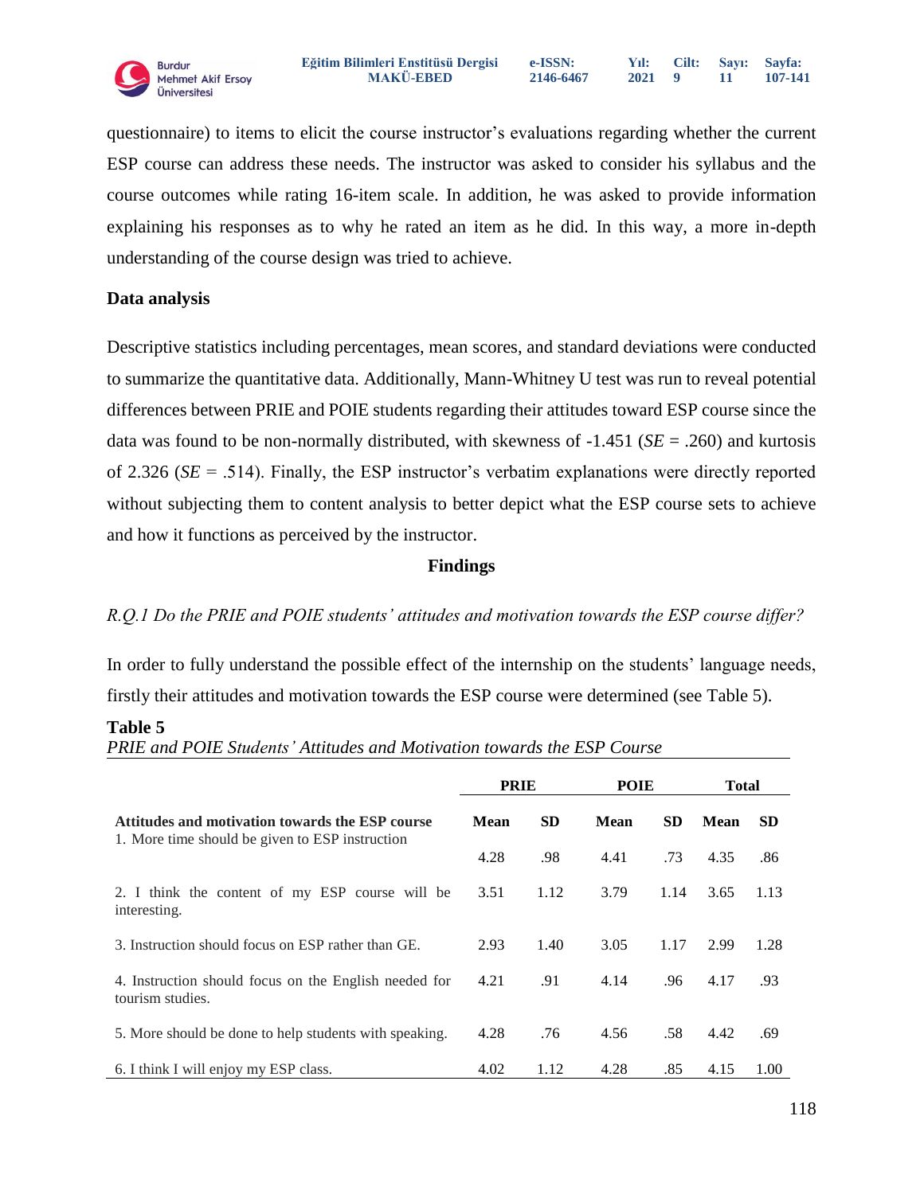questionnaire) to items to elicit the course instructor's evaluations regarding whether the current ESP course can address these needs. The instructor was asked to consider his syllabus and the course outcomes while rating 16-item scale. In addition, he was asked to provide information explaining his responses as to why he rated an item as he did. In this way, a more in-depth understanding of the course design was tried to achieve.

**Data analysis**

Descriptive statistics including percentages, mean scores, and standard deviations were conducted to summarize the quantitative data. Additionally, Mann-Whitney U test was run to reveal potential differences between PRIE and POIE students regarding their attitudes toward ESP course since the data was found to be non-normally distributed, with skewness of -1.451 (*SE* = .260) and kurtosis of 2.326 (*SE* = .514). Finally, the ESP instructor's verbatim explanations were directly reported without subjecting them to content analysis to better depict what the ESP course sets to achieve and how it functions as perceived by the instructor.

## Findings

*R.Q.1 Do the PRIE and POIE students' attitudes and motivation towards the ESP course differ?*

In order to fully understand the possible effect of the internship on the students' language needs, firstly their attitudes and motivation towards the ESP course were determined (see Table 5).

**Table 5**

*PRIE and POIE Students' Attitudes and Motivation towards the ESP Course*

| | PRIE | | POIE | | Total | |
|---|---|---|---|---|---|---|
| **Attitudes and motivation towards the ESP course** | **Mean** | **SD** | **Mean** | **SD** | **Mean** | **SD** |
| 1. More time should be given to ESP instruction | 4.28 | .98 | 4.41 | .73 | 4.35 | .86 |
| 2. I think the content of my ESP course will be interesting. | 3.51 | 1.12 | 3.79 | 1.14 | 3.65 | 1.13 |
| 3. Instruction should focus on ESP rather than GE. | 2.93 | 1.40 | 3.05 | 1.17 | 2.99 | 1.28 |
| 4. Instruction should focus on the English needed for tourism studies. | 4.21 | .91 | 4.14 | .96 | 4.17 | .93 |
| 5. More should be done to help students with speaking. | 4.28 | .76 | 4.56 | .58 | 4.42 | .69 |
| 6. I think I will enjoy my ESP class. | 4.02 | 1.12 | 4.28 | .85 | 4.15 | 1.00 |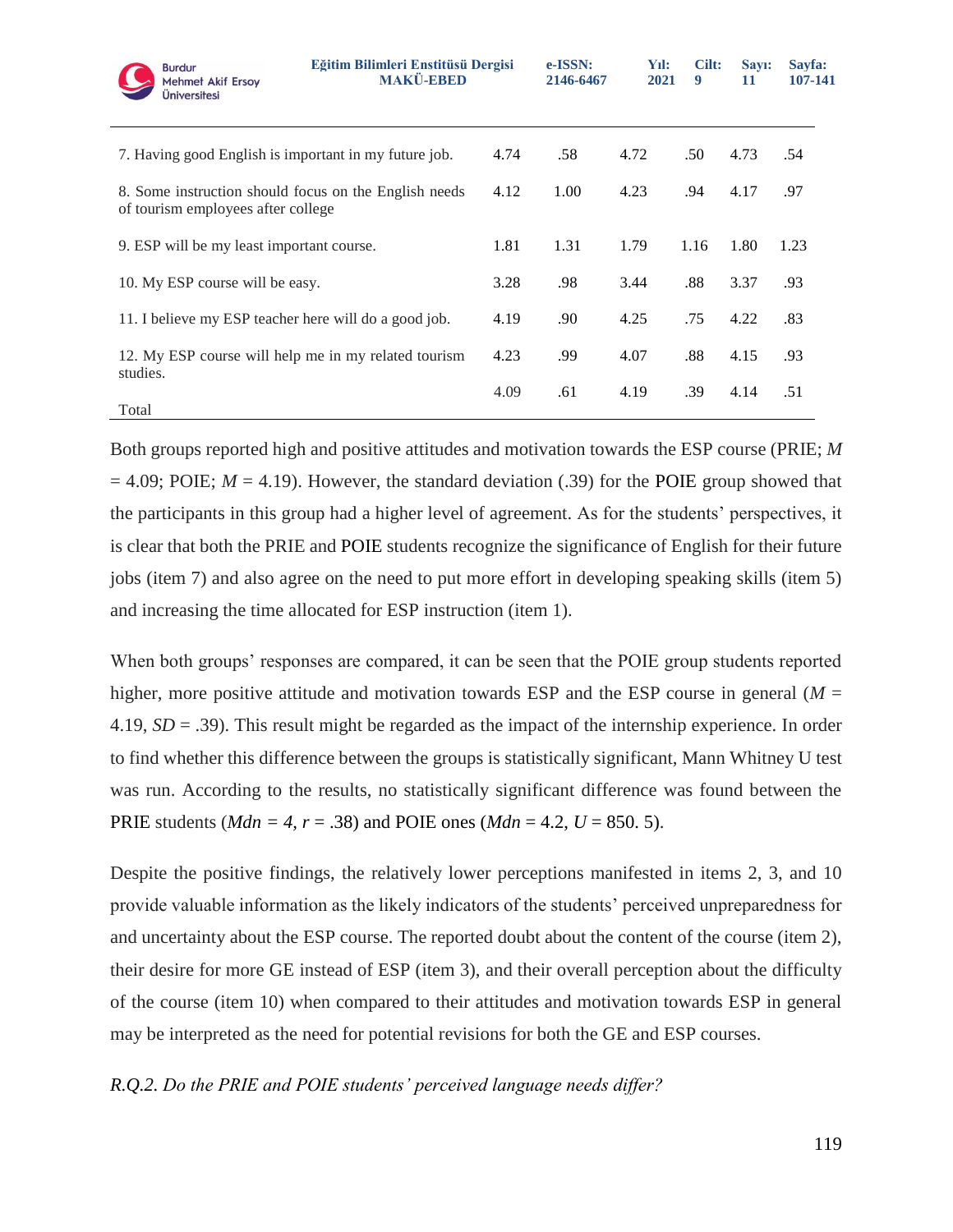| | | | | | | |
|---|---|---|---|---|---|---|
| 7. Having good English is important in my future job. | 4.74 | .58 | 4.72 | .50 | 4.73 | .54 |
| 8. Some instruction should focus on the English needs of tourism employees after college | 4.12 | 1.00 | 4.23 | .94 | 4.17 | .97 |
| 9. ESP will be my least important course. | 1.81 | 1.31 | 1.79 | 1.16 | 1.80 | 1.23 |
| 10. My ESP course will be easy. | 3.28 | .98 | 3.44 | .88 | 3.37 | .93 |
| 11. I believe my ESP teacher here will do a good job. | 4.19 | .90 | 4.25 | .75 | 4.22 | .83 |
| 12. My ESP course will help me in my related tourism studies. | 4.23 | .99 | 4.07 | .88 | 4.15 | .93 |
| Total | 4.09 | .61 | 4.19 | .39 | 4.14 | .51 |

Both groups reported high and positive attitudes and motivation towards the ESP course (PRIE; *M* = 4.09; POIE; *M* = 4.19). However, the standard deviation (.39) for the POIE group showed that the participants in this group had a higher level of agreement. As for the students' perspectives, it is clear that both the PRIE and POIE students recognize the significance of English for their future jobs (item 7) and also agree on the need to put more effort in developing speaking skills (item 5) and increasing the time allocated for ESP instruction (item 1).

When both groups' responses are compared, it can be seen that the POIE group students reported higher, more positive attitude and motivation towards ESP and the ESP course in general (*M* = 4.19, *SD* = .39). This result might be regarded as the impact of the internship experience. In order to find whether this difference between the groups is statistically significant, Mann Whitney U test was run. According to the results, no statistically significant difference was found between the PRIE students (*Mdn = 4, r* = .38) and POIE ones (*Mdn* = 4.2, *U* = 850. 5).

Despite the positive findings, the relatively lower perceptions manifested in items 2, 3, and 10 provide valuable information as the likely indicators of the students' perceived unpreparedness for and uncertainty about the ESP course. The reported doubt about the content of the course (item 2), their desire for more GE instead of ESP (item 3), and their overall perception about the difficulty of the course (item 10) when compared to their attitudes and motivation towards ESP in general may be interpreted as the need for potential revisions for both the GE and ESP courses.

*R.Q.2. Do the PRIE and POIE students' perceived language needs differ?*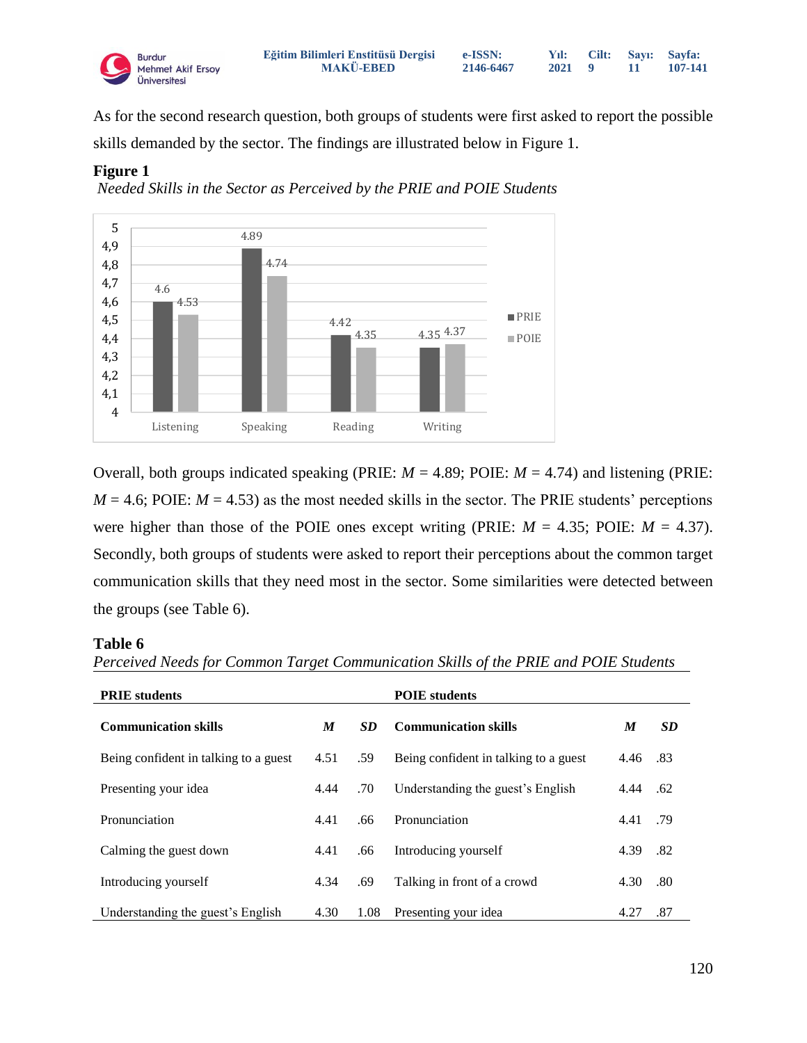As for the second research question, both groups of students were first asked to report the possible skills demanded by the sector. The findings are illustrated below in Figure 1.

**Figure 1**

*Needed Skills in the Sector as Perceived by the PRIE and POIE Students*

| | Listening | Speaking | Reading | Writing |
|---|---|---|---|---|
| PRIE | 4.6 | 4.89 | 4.42 | 4.35 |
| POIE | 4.53 | 4.74 | 4.35 | 4.37 |

Overall, both groups indicated speaking (PRIE: $M$ = 4.89; POIE: $M$ = 4.74) and listening (PRIE: $M$ = 4.6; POIE: $M$ = 4.53) as the most needed skills in the sector. The PRIE students' perceptions were higher than those of the POIE ones except writing (PRIE: $M$ = 4.35; POIE: $M$ = 4.37). Secondly, both groups of students were asked to report their perceptions about the common target communication skills that they need most in the sector. Some similarities were detected between the groups (see Table 6).

**Table 6**

*Perceived Needs for Common Target Communication Skills of the PRIE and POIE Students*

| **PRIE students** | | | **POIE students** | | |
|---|---|---|---|---|---|
| **Communication skills** | ***M*** | ***SD*** | **Communication skills** | ***M*** | ***SD*** |
| Being confident in talking to a guest | 4.51 | .59 | Being confident in talking to a guest | 4.46 | .83 |
| Presenting your idea | 4.44 | .70 | Understanding the guest's English | 4.44 | .62 |
| Pronunciation | 4.41 | .66 | Pronunciation | 4.41 | .79 |
| Calming the guest down | 4.41 | .66 | Introducing yourself | 4.39 | .82 |
| Introducing yourself | 4.34 | .69 | Talking in front of a crowd | 4.30 | .80 |
| Understanding the guest's English | 4.30 | 1.08 | Presenting your idea | 4.27 | .87 |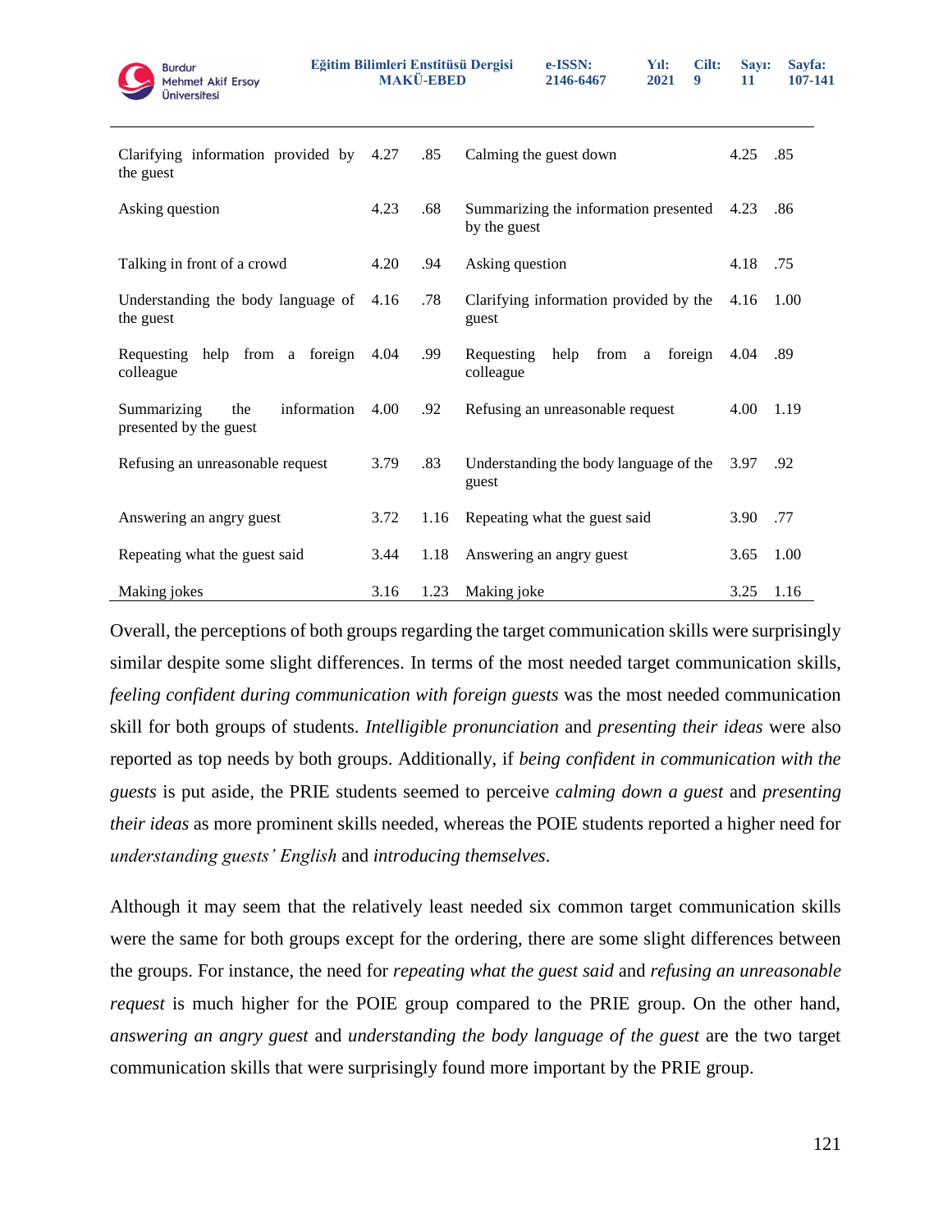| | | | | | |
|---|---|---|---|---|---|
| Clarifying information provided by the guest | 4.27 | .85 | Calming the guest down | 4.25 | .85 |
| Asking question | 4.23 | .68 | Summarizing the information presented by the guest | 4.23 | .86 |
| Talking in front of a crowd | 4.20 | .94 | Asking question | 4.18 | .75 |
| Understanding the body language of the guest | 4.16 | .78 | Clarifying information provided by the guest | 4.16 | 1.00 |
| Requesting help from a foreign colleague | 4.04 | .99 | Requesting help from a foreign colleague | 4.04 | .89 |
| Summarizing the information presented by the guest | 4.00 | .92 | Refusing an unreasonable request | 4.00 | 1.19 |
| Refusing an unreasonable request | 3.79 | .83 | Understanding the body language of the guest | 3.97 | .92 |
| Answering an angry guest | 3.72 | 1.16 | Repeating what the guest said | 3.90 | .77 |
| Repeating what the guest said | 3.44 | 1.18 | Answering an angry guest | 3.65 | 1.00 |
| Making jokes | 3.16 | 1.23 | Making joke | 3.25 | 1.16 |

Overall, the perceptions of both groups regarding the target communication skills were surprisingly similar despite some slight differences. In terms of the most needed target communication skills, *feeling confident during communication with foreign guests* was the most needed communication skill for both groups of students. *Intelligible pronunciation* and *presenting their ideas* were also reported as top needs by both groups. Additionally, if *being confident in communication with the guests* is put aside, the PRIE students seemed to perceive *calming down a guest* and *presenting their ideas* as more prominent skills needed, whereas the POIE students reported a higher need for *understanding guests' English* and *introducing themselves*.

Although it may seem that the relatively least needed six common target communication skills were the same for both groups except for the ordering, there are some slight differences between the groups. For instance, the need for *repeating what the guest said* and *refusing an unreasonable request* is much higher for the POIE group compared to the PRIE group. On the other hand, *answering an angry guest* and *understanding the body language of the guest* are the two target communication skills that were surprisingly found more important by the PRIE group.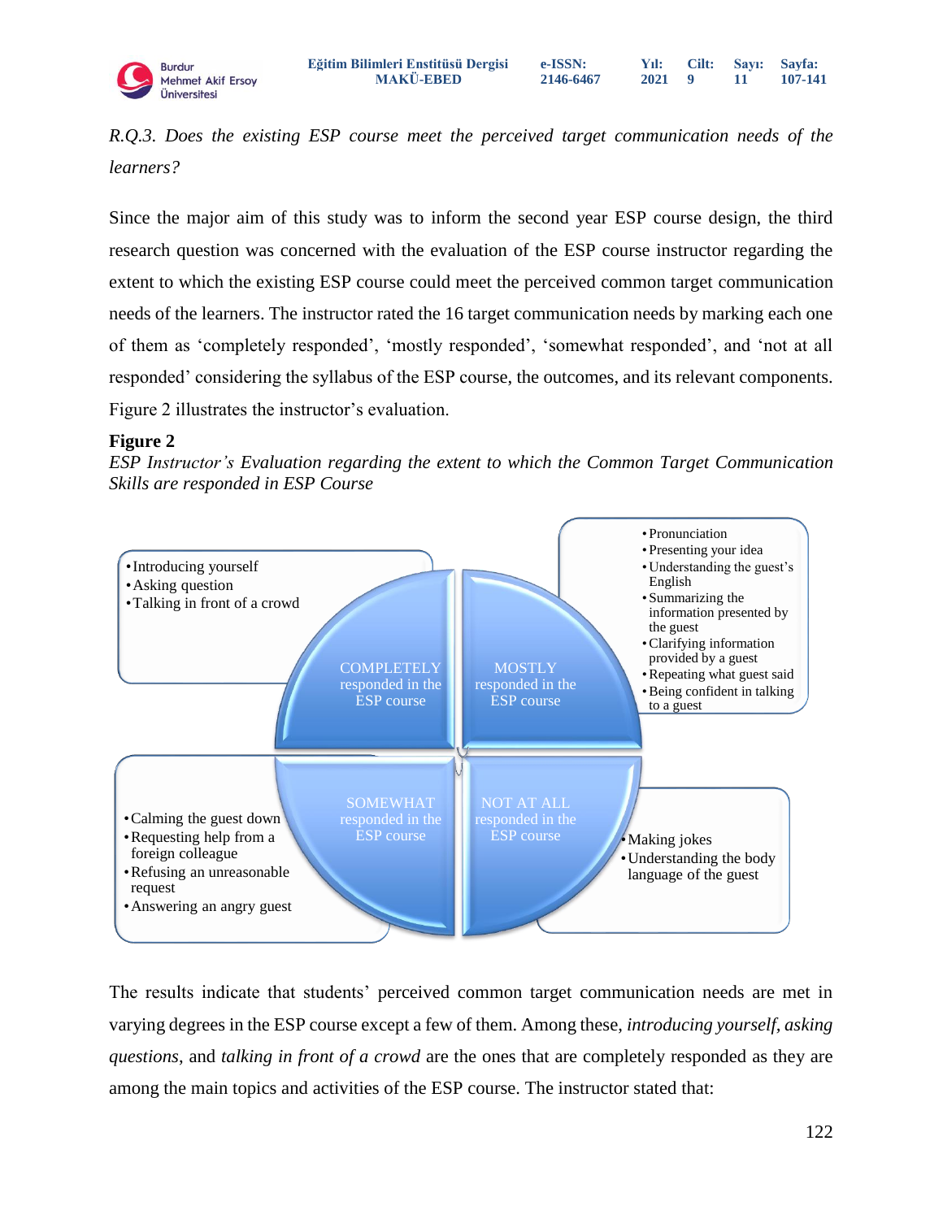*R.Q.3. Does the existing ESP course meet the perceived target communication needs of the learners?*

Since the major aim of this study was to inform the second year ESP course design, the third research question was concerned with the evaluation of the ESP course instructor regarding the extent to which the existing ESP course could meet the perceived common target communication needs of the learners. The instructor rated the 16 target communication needs by marking each one of them as 'completely responded', 'mostly responded', 'somewhat responded', and 'not at all responded' considering the syllabus of the ESP course, the outcomes, and its relevant components. Figure 2 illustrates the instructor's evaluation.

**Figure 2**

*ESP Instructor's Evaluation regarding the extent to which the Common Target Communication Skills are responded in ESP Course*

COMPLETELY responded in the ESP course
- Introducing yourself
- Asking question
- Talking in front of a crowd

MOSTLY responded in the ESP course
- Pronunciation
- Presenting your idea
- Understanding the guest's English
- Summarizing the information presented by the guest
- Clarifying information provided by a guest
- Repeating what guest said
- Being confident in talking to a guest

SOMEWHAT responded in the ESP course
- Calming the guest down
- Requesting help from a foreign colleague
- Refusing an unreasonable request
- Answering an angry guest

NOT AT ALL responded in the ESP course
- Making jokes
- Understanding the body language of the guest

The results indicate that students' perceived common target communication needs are met in varying degrees in the ESP course except a few of them. Among these, *introducing yourself, asking questions*, and *talking in front of a crowd* are the ones that are completely responded as they are among the main topics and activities of the ESP course. The instructor stated that: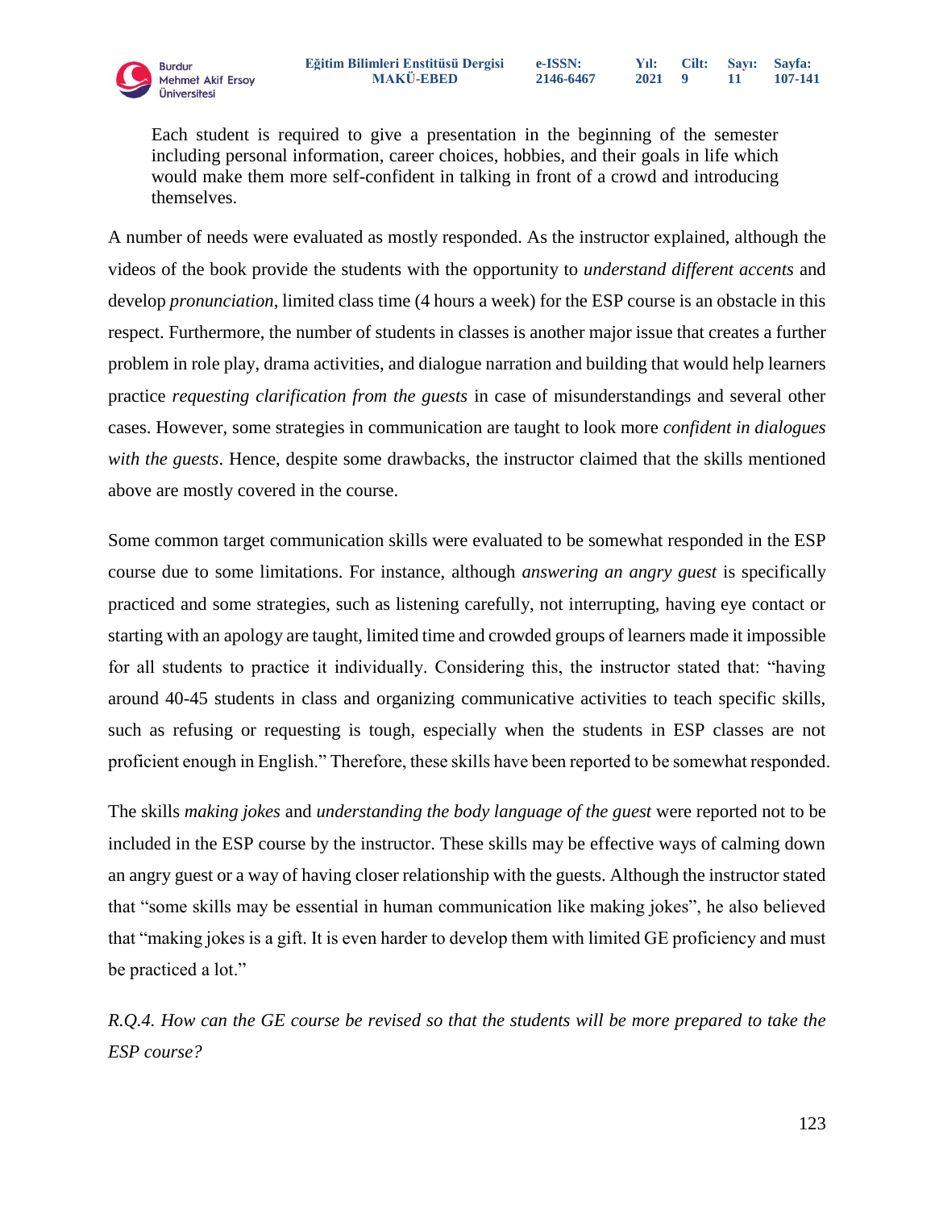> Each student is required to give a presentation in the beginning of the semester including personal information, career choices, hobbies, and their goals in life which would make them more self-confident in talking in front of a crowd and introducing themselves.

A number of needs were evaluated as mostly responded. As the instructor explained, although the videos of the book provide the students with the opportunity to *understand different accents* and develop *pronunciation*, limited class time (4 hours a week) for the ESP course is an obstacle in this respect. Furthermore, the number of students in classes is another major issue that creates a further problem in role play, drama activities, and dialogue narration and building that would help learners practice *requesting clarification from the guests* in case of misunderstandings and several other cases. However, some strategies in communication are taught to look more *confident in dialogues with the guests*. Hence, despite some drawbacks, the instructor claimed that the skills mentioned above are mostly covered in the course.

Some common target communication skills were evaluated to be somewhat responded in the ESP course due to some limitations. For instance, although *answering an angry guest* is specifically practiced and some strategies, such as listening carefully, not interrupting, having eye contact or starting with an apology are taught, limited time and crowded groups of learners made it impossible for all students to practice it individually. Considering this, the instructor stated that: "having around 40-45 students in class and organizing communicative activities to teach specific skills, such as refusing or requesting is tough, especially when the students in ESP classes are not proficient enough in English." Therefore, these skills have been reported to be somewhat responded.

The skills *making jokes* and *understanding the body language of the guest* were reported not to be included in the ESP course by the instructor. These skills may be effective ways of calming down an angry guest or a way of having closer relationship with the guests. Although the instructor stated that "some skills may be essential in human communication like making jokes", he also believed that "making jokes is a gift. It is even harder to develop them with limited GE proficiency and must be practiced a lot."

*R.Q.4. How can the GE course be revised so that the students will be more prepared to take the ESP course?*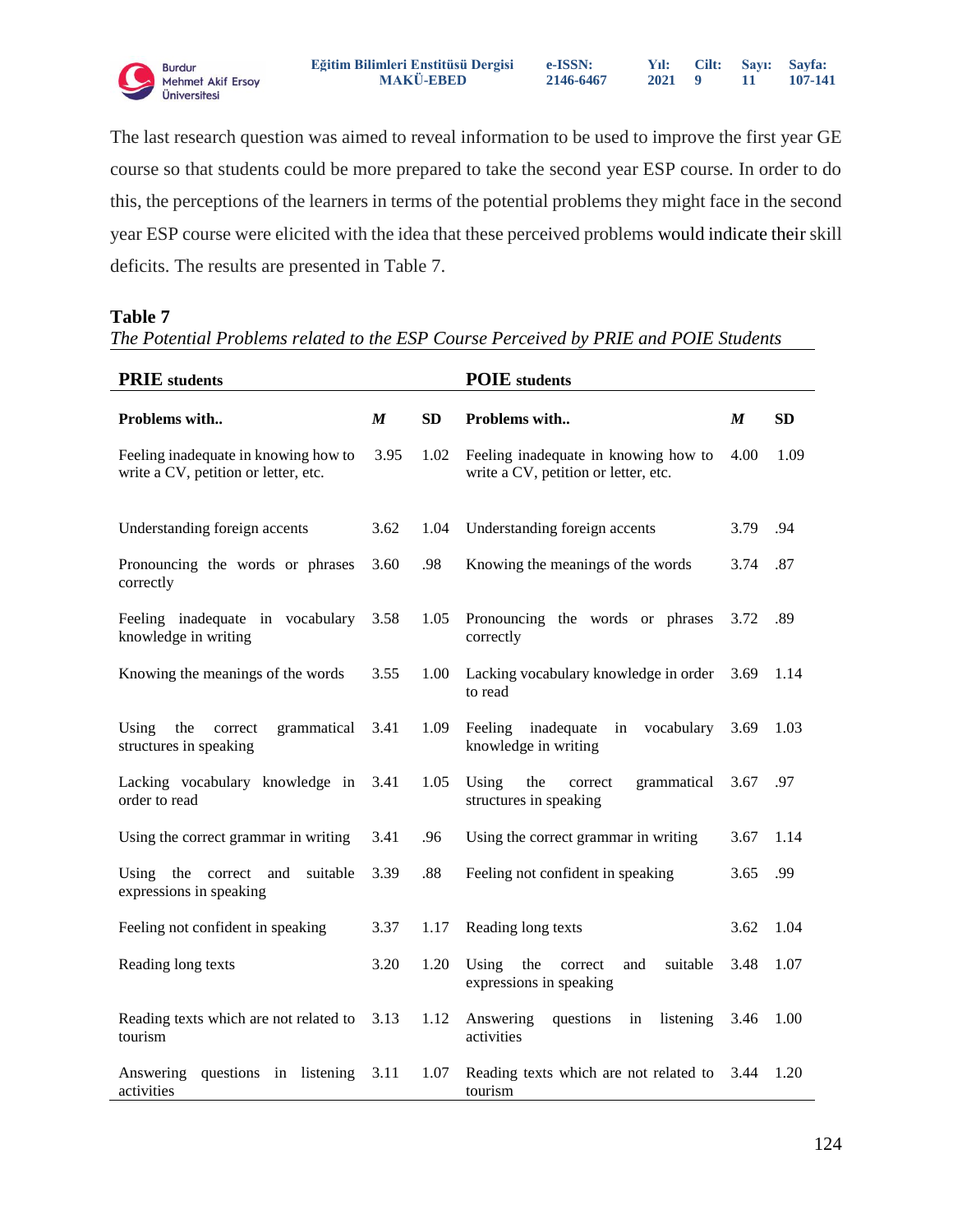The last research question was aimed to reveal information to be used to improve the first year GE course so that students could be more prepared to take the second year ESP course. In order to do this, the perceptions of the learners in terms of the potential problems they might face in the second year ESP course were elicited with the idea that these perceived problems would indicate their skill deficits. The results are presented in Table 7.

**Table 7**

*The Potential Problems related to the ESP Course Perceived by PRIE and POIE Students*

| **PRIE students** | | | **POIE students** | | |
|---|---|---|---|---|---|
| **Problems with..** | ***M*** | **SD** | **Problems with..** | ***M*** | **SD** |
| Feeling inadequate in knowing how to write a CV, petition or letter, etc. | 3.95 | 1.02 | Feeling inadequate in knowing how to write a CV, petition or letter, etc. | 4.00 | 1.09 |
| Understanding foreign accents | 3.62 | 1.04 | Understanding foreign accents | 3.79 | .94 |
| Pronouncing the words or phrases correctly | 3.60 | .98 | Knowing the meanings of the words | 3.74 | .87 |
| Feeling inadequate in vocabulary knowledge in writing | 3.58 | 1.05 | Pronouncing the words or phrases correctly | 3.72 | .89 |
| Knowing the meanings of the words | 3.55 | 1.00 | Lacking vocabulary knowledge in order to read | 3.69 | 1.14 |
| Using the correct grammatical structures in speaking | 3.41 | 1.09 | Feeling inadequate in vocabulary knowledge in writing | 3.69 | 1.03 |
| Lacking vocabulary knowledge in order to read | 3.41 | 1.05 | Using the correct grammatical structures in speaking | 3.67 | .97 |
| Using the correct grammar in writing | 3.41 | .96 | Using the correct grammar in writing | 3.67 | 1.14 |
| Using the correct and suitable expressions in speaking | 3.39 | .88 | Feeling not confident in speaking | 3.65 | .99 |
| Feeling not confident in speaking | 3.37 | 1.17 | Reading long texts | 3.62 | 1.04 |
| Reading long texts | 3.20 | 1.20 | Using the correct and suitable expressions in speaking | 3.48 | 1.07 |
| Reading texts which are not related to tourism | 3.13 | 1.12 | Answering questions in listening activities | 3.46 | 1.00 |
| Answering questions in listening activities | 3.11 | 1.07 | Reading texts which are not related to tourism | 3.44 | 1.20 |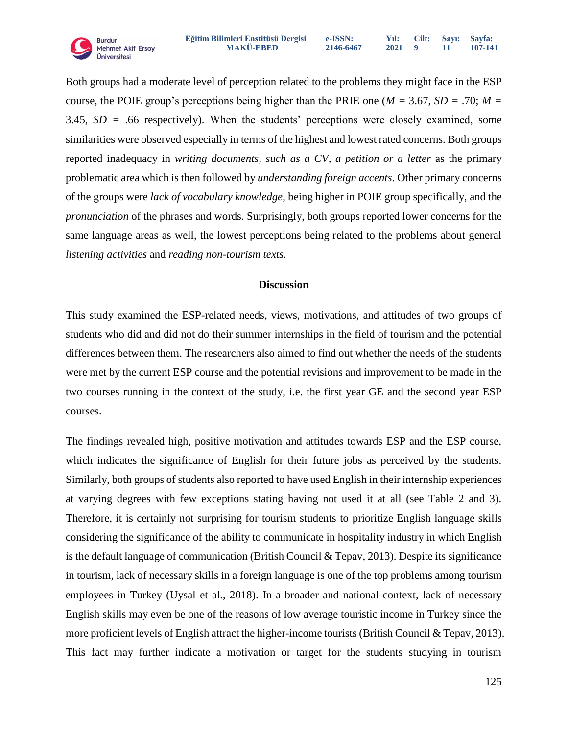Both groups had a moderate level of perception related to the problems they might face in the ESP course, the POIE group's perceptions being higher than the PRIE one ($M$ = 3.67, $SD$ = .70; $M$ = 3.45, $SD$ = .66 respectively). When the students' perceptions were closely examined, some similarities were observed especially in terms of the highest and lowest rated concerns. Both groups reported inadequacy in *writing documents, such as a CV, a petition or a letter* as the primary problematic area which is then followed by *understanding foreign accents*. Other primary concerns of the groups were *lack of vocabulary knowledge*, being higher in POIE group specifically, and the *pronunciation* of the phrases and words. Surprisingly, both groups reported lower concerns for the same language areas as well, the lowest perceptions being related to the problems about general *listening activities* and *reading non-tourism texts*.

## Discussion

This study examined the ESP-related needs, views, motivations, and attitudes of two groups of students who did and did not do their summer internships in the field of tourism and the potential differences between them. The researchers also aimed to find out whether the needs of the students were met by the current ESP course and the potential revisions and improvement to be made in the two courses running in the context of the study, i.e. the first year GE and the second year ESP courses.

The findings revealed high, positive motivation and attitudes towards ESP and the ESP course, which indicates the significance of English for their future jobs as perceived by the students. Similarly, both groups of students also reported to have used English in their internship experiences at varying degrees with few exceptions stating having not used it at all (see Table 2 and 3). Therefore, it is certainly not surprising for tourism students to prioritize English language skills considering the significance of the ability to communicate in hospitality industry in which English is the default language of communication (British Council & Tepav, 2013). Despite its significance in tourism, lack of necessary skills in a foreign language is one of the top problems among tourism employees in Turkey (Uysal et al., 2018). In a broader and national context, lack of necessary English skills may even be one of the reasons of low average touristic income in Turkey since the more proficient levels of English attract the higher-income tourists (British Council & Tepav, 2013). This fact may further indicate a motivation or target for the students studying in tourism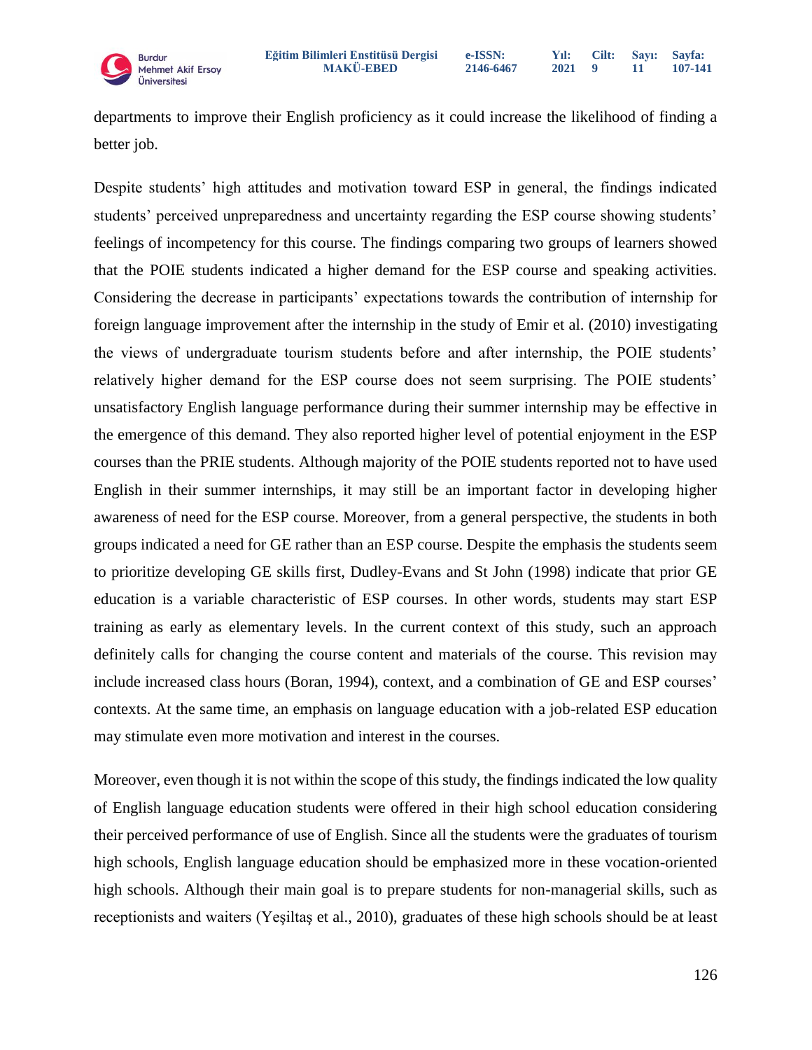departments to improve their English proficiency as it could increase the likelihood of finding a better job.

Despite students' high attitudes and motivation toward ESP in general, the findings indicated students' perceived unpreparedness and uncertainty regarding the ESP course showing students' feelings of incompetency for this course. The findings comparing two groups of learners showed that the POIE students indicated a higher demand for the ESP course and speaking activities. Considering the decrease in participants' expectations towards the contribution of internship for foreign language improvement after the internship in the study of Emir et al. (2010) investigating the views of undergraduate tourism students before and after internship, the POIE students' relatively higher demand for the ESP course does not seem surprising. The POIE students' unsatisfactory English language performance during their summer internship may be effective in the emergence of this demand. They also reported higher level of potential enjoyment in the ESP courses than the PRIE students. Although majority of the POIE students reported not to have used English in their summer internships, it may still be an important factor in developing higher awareness of need for the ESP course. Moreover, from a general perspective, the students in both groups indicated a need for GE rather than an ESP course. Despite the emphasis the students seem to prioritize developing GE skills first, Dudley-Evans and St John (1998) indicate that prior GE education is a variable characteristic of ESP courses. In other words, students may start ESP training as early as elementary levels. In the current context of this study, such an approach definitely calls for changing the course content and materials of the course. This revision may include increased class hours (Boran, 1994), context, and a combination of GE and ESP courses' contexts. At the same time, an emphasis on language education with a job-related ESP education may stimulate even more motivation and interest in the courses.

Moreover, even though it is not within the scope of this study, the findings indicated the low quality of English language education students were offered in their high school education considering their perceived performance of use of English. Since all the students were the graduates of tourism high schools, English language education should be emphasized more in these vocation-oriented high schools. Although their main goal is to prepare students for non-managerial skills, such as receptionists and waiters (Yeşiltaş et al., 2010), graduates of these high schools should be at least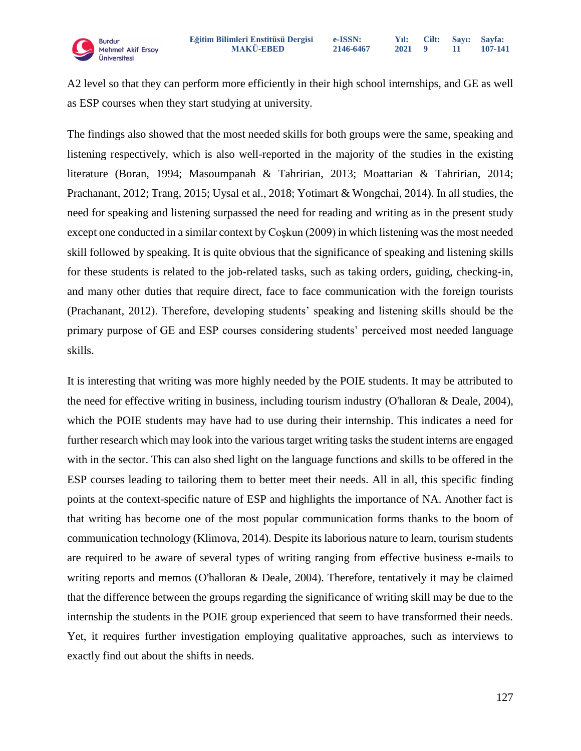A2 level so that they can perform more efficiently in their high school internships, and GE as well as ESP courses when they start studying at university.

The findings also showed that the most needed skills for both groups were the same, speaking and listening respectively, which is also well-reported in the majority of the studies in the existing literature (Boran, 1994; Masoumpanah & Tahririan, 2013; Moattarian & Tahririan, 2014; Prachanant, 2012; Trang, 2015; Uysal et al., 2018; Yotimart & Wongchai, 2014). In all studies, the need for speaking and listening surpassed the need for reading and writing as in the present study except one conducted in a similar context by Coşkun (2009) in which listening was the most needed skill followed by speaking. It is quite obvious that the significance of speaking and listening skills for these students is related to the job-related tasks, such as taking orders, guiding, checking-in, and many other duties that require direct, face to face communication with the foreign tourists (Prachanant, 2012). Therefore, developing students' speaking and listening skills should be the primary purpose of GE and ESP courses considering students' perceived most needed language skills.

It is interesting that writing was more highly needed by the POIE students. It may be attributed to the need for effective writing in business, including tourism industry (O'halloran & Deale, 2004), which the POIE students may have had to use during their internship. This indicates a need for further research which may look into the various target writing tasks the student interns are engaged with in the sector. This can also shed light on the language functions and skills to be offered in the ESP courses leading to tailoring them to better meet their needs. All in all, this specific finding points at the context-specific nature of ESP and highlights the importance of NA. Another fact is that writing has become one of the most popular communication forms thanks to the boom of communication technology (Klimova, 2014). Despite its laborious nature to learn, tourism students are required to be aware of several types of writing ranging from effective business e-mails to writing reports and memos (O'halloran & Deale, 2004). Therefore, tentatively it may be claimed that the difference between the groups regarding the significance of writing skill may be due to the internship the students in the POIE group experienced that seem to have transformed their needs. Yet, it requires further investigation employing qualitative approaches, such as interviews to exactly find out about the shifts in needs.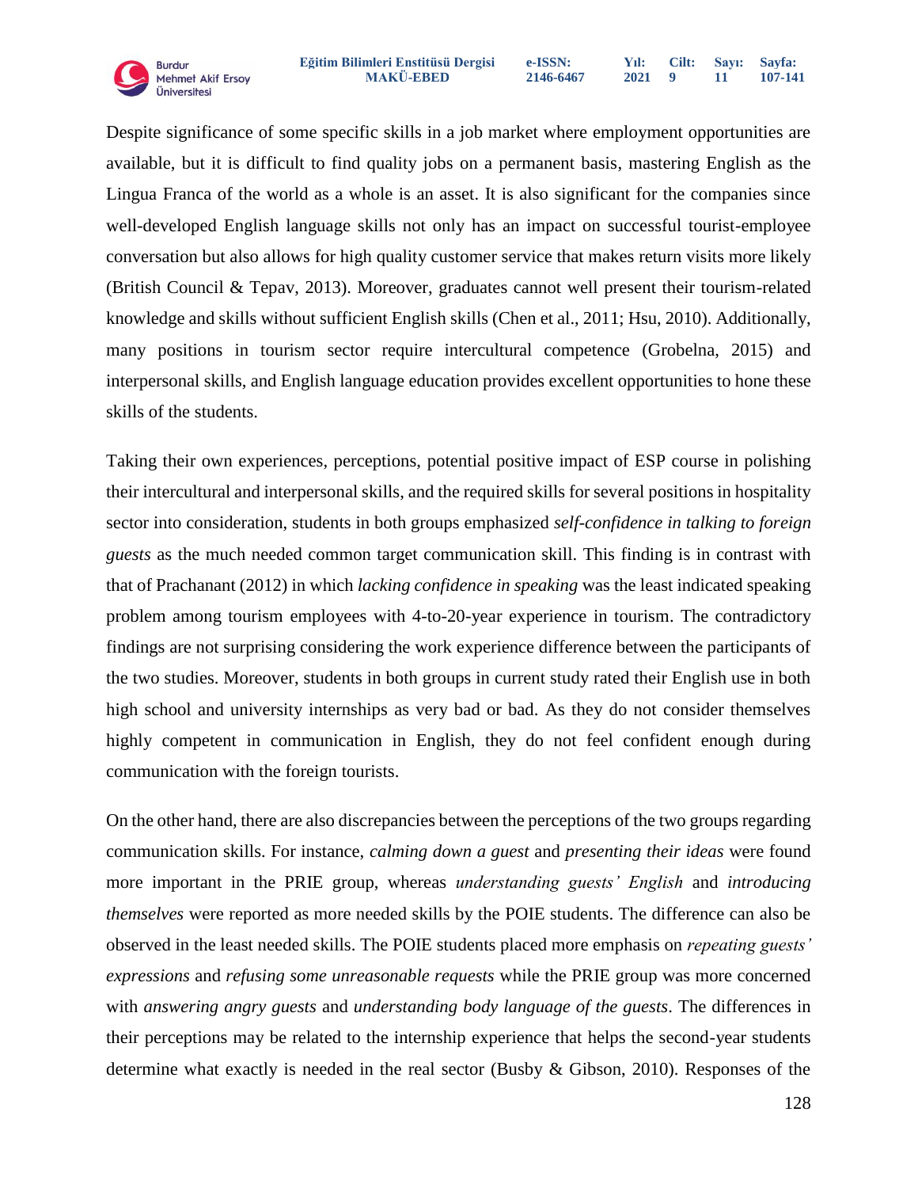Despite significance of some specific skills in a job market where employment opportunities are available, but it is difficult to find quality jobs on a permanent basis, mastering English as the Lingua Franca of the world as a whole is an asset. It is also significant for the companies since well-developed English language skills not only has an impact on successful tourist-employee conversation but also allows for high quality customer service that makes return visits more likely (British Council & Tepav, 2013). Moreover, graduates cannot well present their tourism-related knowledge and skills without sufficient English skills (Chen et al., 2011; Hsu, 2010). Additionally, many positions in tourism sector require intercultural competence (Grobelna, 2015) and interpersonal skills, and English language education provides excellent opportunities to hone these skills of the students.

Taking their own experiences, perceptions, potential positive impact of ESP course in polishing their intercultural and interpersonal skills, and the required skills for several positions in hospitality sector into consideration, students in both groups emphasized *self-confidence in talking to foreign guests* as the much needed common target communication skill. This finding is in contrast with that of Prachanant (2012) in which *lacking confidence in speaking* was the least indicated speaking problem among tourism employees with 4-to-20-year experience in tourism. The contradictory findings are not surprising considering the work experience difference between the participants of the two studies. Moreover, students in both groups in current study rated their English use in both high school and university internships as very bad or bad. As they do not consider themselves highly competent in communication in English, they do not feel confident enough during communication with the foreign tourists.

On the other hand, there are also discrepancies between the perceptions of the two groups regarding communication skills. For instance, *calming down a guest* and *presenting their ideas* were found more important in the PRIE group, whereas *understanding guests' English* and *introducing themselves* were reported as more needed skills by the POIE students. The difference can also be observed in the least needed skills. The POIE students placed more emphasis on *repeating guests' expressions* and *refusing some unreasonable requests* while the PRIE group was more concerned with *answering angry guests* and *understanding body language of the guests*. The differences in their perceptions may be related to the internship experience that helps the second-year students determine what exactly is needed in the real sector (Busby & Gibson, 2010). Responses of the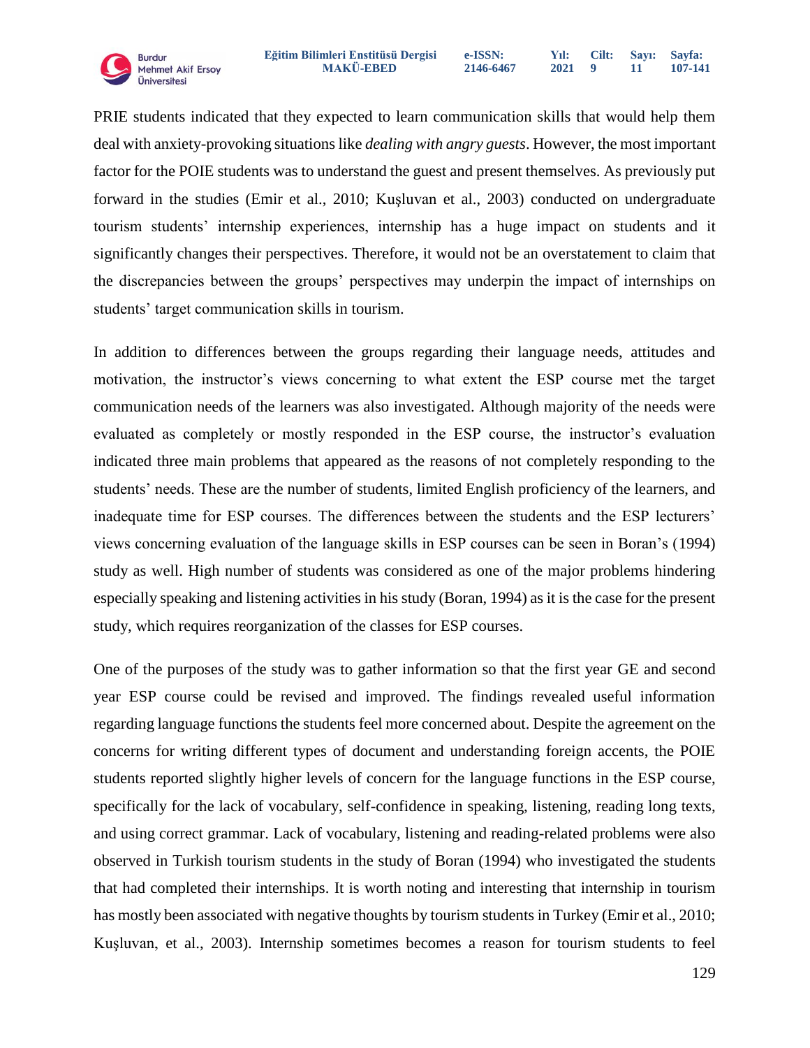PRIE students indicated that they expected to learn communication skills that would help them deal with anxiety-provoking situations like *dealing with angry guests*. However, the most important factor for the POIE students was to understand the guest and present themselves. As previously put forward in the studies (Emir et al., 2010; Kuşluvan et al., 2003) conducted on undergraduate tourism students' internship experiences, internship has a huge impact on students and it significantly changes their perspectives. Therefore, it would not be an overstatement to claim that the discrepancies between the groups' perspectives may underpin the impact of internships on students' target communication skills in tourism.

In addition to differences between the groups regarding their language needs, attitudes and motivation, the instructor's views concerning to what extent the ESP course met the target communication needs of the learners was also investigated. Although majority of the needs were evaluated as completely or mostly responded in the ESP course, the instructor's evaluation indicated three main problems that appeared as the reasons of not completely responding to the students' needs. These are the number of students, limited English proficiency of the learners, and inadequate time for ESP courses. The differences between the students and the ESP lecturers' views concerning evaluation of the language skills in ESP courses can be seen in Boran's (1994) study as well. High number of students was considered as one of the major problems hindering especially speaking and listening activities in his study (Boran, 1994) as it is the case for the present study, which requires reorganization of the classes for ESP courses.

One of the purposes of the study was to gather information so that the first year GE and second year ESP course could be revised and improved. The findings revealed useful information regarding language functions the students feel more concerned about. Despite the agreement on the concerns for writing different types of document and understanding foreign accents, the POIE students reported slightly higher levels of concern for the language functions in the ESP course, specifically for the lack of vocabulary, self-confidence in speaking, listening, reading long texts, and using correct grammar. Lack of vocabulary, listening and reading-related problems were also observed in Turkish tourism students in the study of Boran (1994) who investigated the students that had completed their internships. It is worth noting and interesting that internship in tourism has mostly been associated with negative thoughts by tourism students in Turkey (Emir et al., 2010; Kuşluvan, et al., 2003). Internship sometimes becomes a reason for tourism students to feel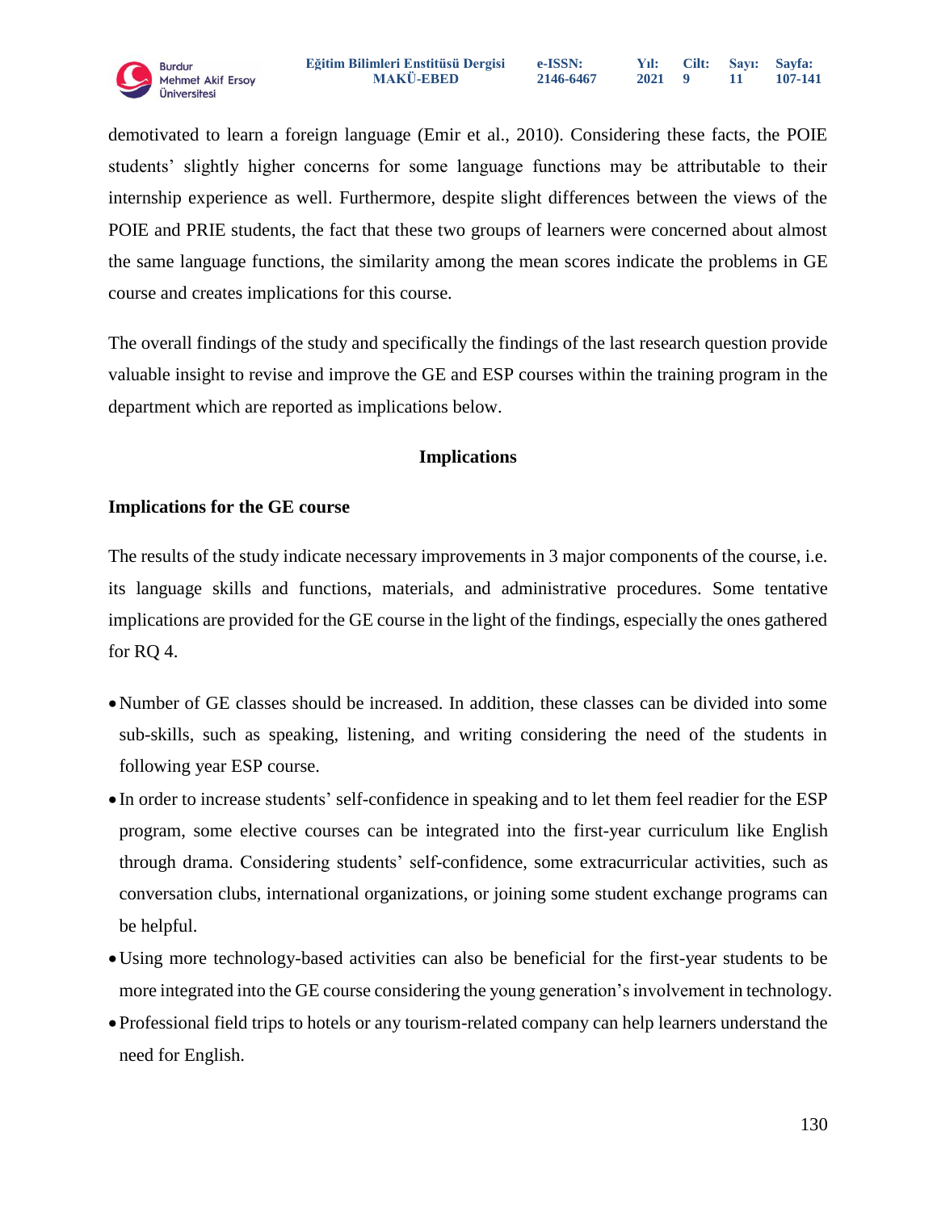demotivated to learn a foreign language (Emir et al., 2010). Considering these facts, the POIE students' slightly higher concerns for some language functions may be attributable to their internship experience as well. Furthermore, despite slight differences between the views of the POIE and PRIE students, the fact that these two groups of learners were concerned about almost the same language functions, the similarity among the mean scores indicate the problems in GE course and creates implications for this course.

The overall findings of the study and specifically the findings of the last research question provide valuable insight to revise and improve the GE and ESP courses within the training program in the department which are reported as implications below.

## Implications

### Implications for the GE course

The results of the study indicate necessary improvements in 3 major components of the course, i.e. its language skills and functions, materials, and administrative procedures. Some tentative implications are provided for the GE course in the light of the findings, especially the ones gathered for RQ 4.

- Number of GE classes should be increased. In addition, these classes can be divided into some sub-skills, such as speaking, listening, and writing considering the need of the students in following year ESP course.
- In order to increase students' self-confidence in speaking and to let them feel readier for the ESP program, some elective courses can be integrated into the first-year curriculum like English through drama. Considering students' self-confidence, some extracurricular activities, such as conversation clubs, international organizations, or joining some student exchange programs can be helpful.
- Using more technology-based activities can also be beneficial for the first-year students to be more integrated into the GE course considering the young generation's involvement in technology.
- Professional field trips to hotels or any tourism-related company can help learners understand the need for English.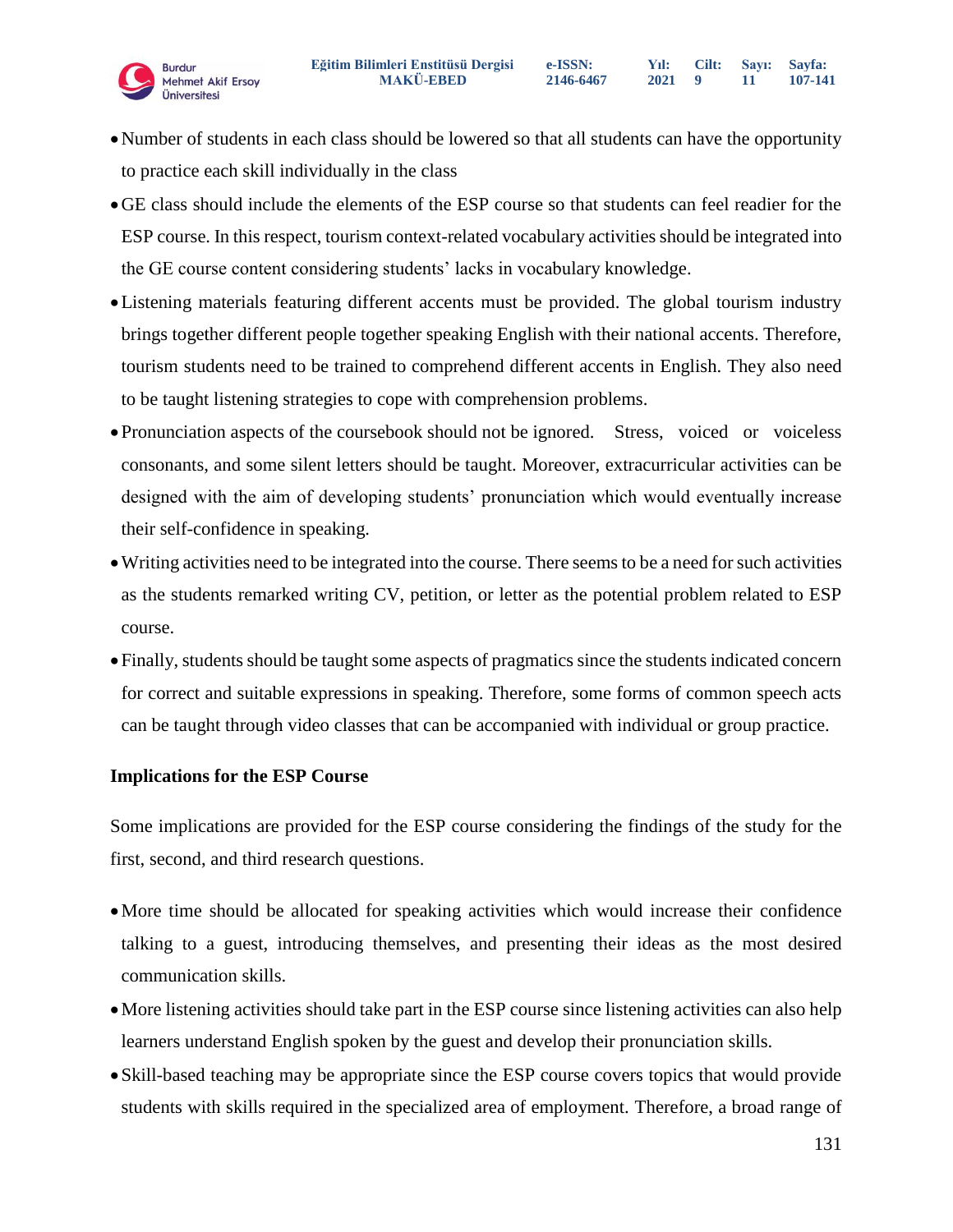- Number of students in each class should be lowered so that all students can have the opportunity to practice each skill individually in the class
- GE class should include the elements of the ESP course so that students can feel readier for the ESP course. In this respect, tourism context-related vocabulary activities should be integrated into the GE course content considering students' lacks in vocabulary knowledge.
- Listening materials featuring different accents must be provided. The global tourism industry brings together different people together speaking English with their national accents. Therefore, tourism students need to be trained to comprehend different accents in English. They also need to be taught listening strategies to cope with comprehension problems.
- Pronunciation aspects of the coursebook should not be ignored. Stress, voiced or voiceless consonants, and some silent letters should be taught. Moreover, extracurricular activities can be designed with the aim of developing students' pronunciation which would eventually increase their self-confidence in speaking.
- Writing activities need to be integrated into the course. There seems to be a need for such activities as the students remarked writing CV, petition, or letter as the potential problem related to ESP course.
- Finally, students should be taught some aspects of pragmatics since the students indicated concern for correct and suitable expressions in speaking. Therefore, some forms of common speech acts can be taught through video classes that can be accompanied with individual or group practice.

**Implications for the ESP Course**

Some implications are provided for the ESP course considering the findings of the study for the first, second, and third research questions.

- More time should be allocated for speaking activities which would increase their confidence talking to a guest, introducing themselves, and presenting their ideas as the most desired communication skills.
- More listening activities should take part in the ESP course since listening activities can also help learners understand English spoken by the guest and develop their pronunciation skills.
- Skill-based teaching may be appropriate since the ESP course covers topics that would provide students with skills required in the specialized area of employment. Therefore, a broad range of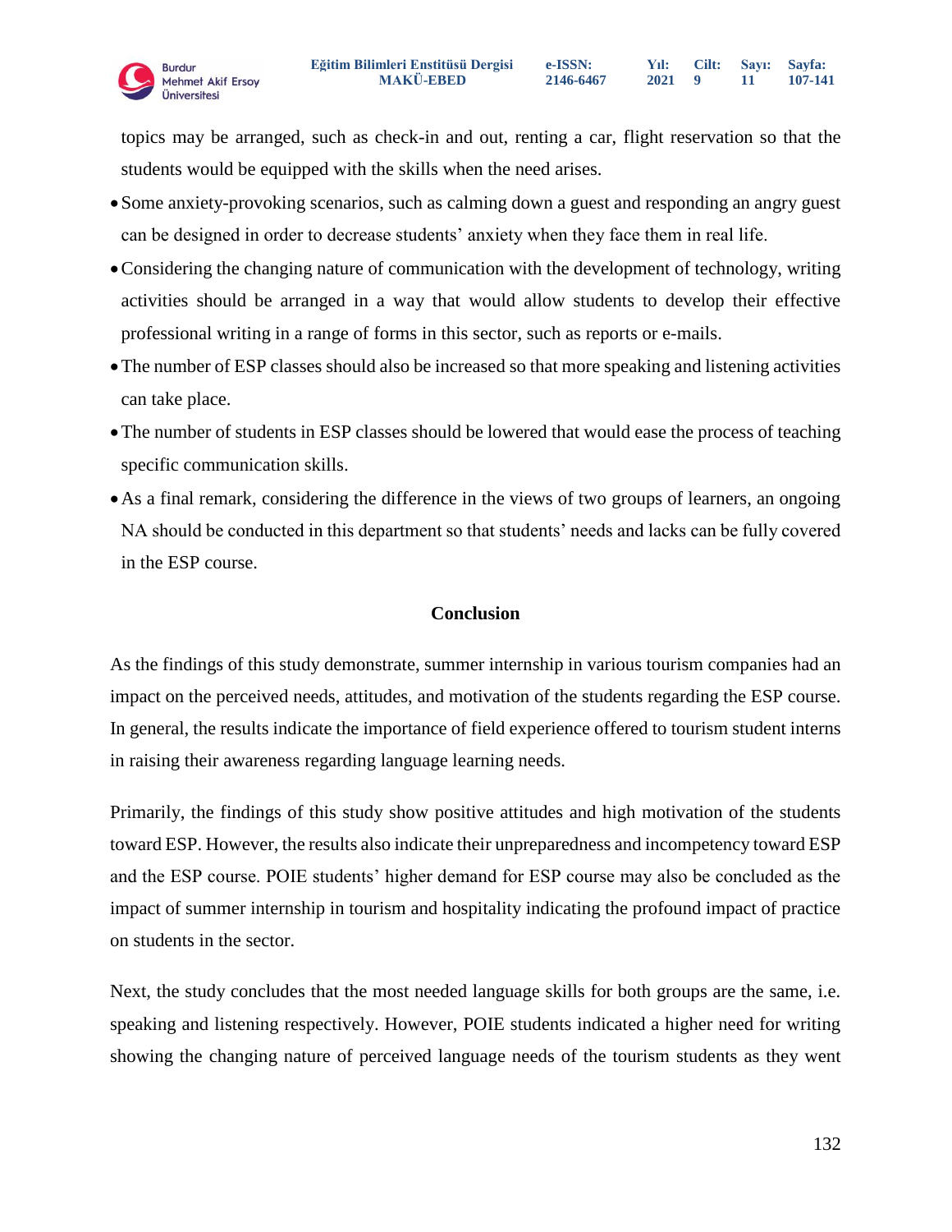topics may be arranged, such as check-in and out, renting a car, flight reservation so that the students would be equipped with the skills when the need arises.

- Some anxiety-provoking scenarios, such as calming down a guest and responding an angry guest can be designed in order to decrease students' anxiety when they face them in real life.
- Considering the changing nature of communication with the development of technology, writing activities should be arranged in a way that would allow students to develop their effective professional writing in a range of forms in this sector, such as reports or e-mails.
- The number of ESP classes should also be increased so that more speaking and listening activities can take place.
- The number of students in ESP classes should be lowered that would ease the process of teaching specific communication skills.
- As a final remark, considering the difference in the views of two groups of learners, an ongoing NA should be conducted in this department so that students' needs and lacks can be fully covered in the ESP course.

## Conclusion

As the findings of this study demonstrate, summer internship in various tourism companies had an impact on the perceived needs, attitudes, and motivation of the students regarding the ESP course. In general, the results indicate the importance of field experience offered to tourism student interns in raising their awareness regarding language learning needs.

Primarily, the findings of this study show positive attitudes and high motivation of the students toward ESP. However, the results also indicate their unpreparedness and incompetency toward ESP and the ESP course. POIE students' higher demand for ESP course may also be concluded as the impact of summer internship in tourism and hospitality indicating the profound impact of practice on students in the sector.

Next, the study concludes that the most needed language skills for both groups are the same, i.e. speaking and listening respectively. However, POIE students indicated a higher need for writing showing the changing nature of perceived language needs of the tourism students as they went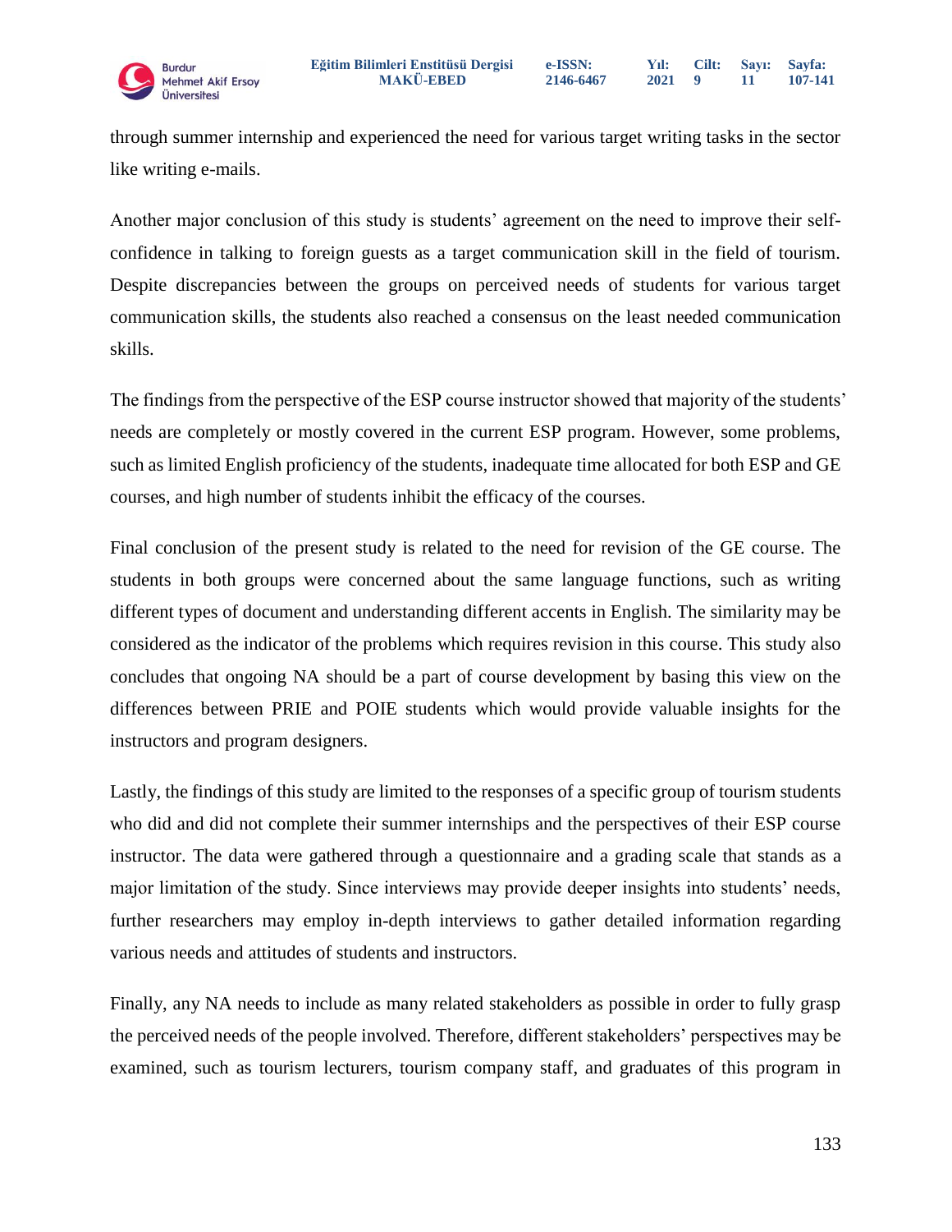through summer internship and experienced the need for various target writing tasks in the sector like writing e-mails.

Another major conclusion of this study is students' agreement on the need to improve their self-confidence in talking to foreign guests as a target communication skill in the field of tourism. Despite discrepancies between the groups on perceived needs of students for various target communication skills, the students also reached a consensus on the least needed communication skills.

The findings from the perspective of the ESP course instructor showed that majority of the students' needs are completely or mostly covered in the current ESP program. However, some problems, such as limited English proficiency of the students, inadequate time allocated for both ESP and GE courses, and high number of students inhibit the efficacy of the courses.

Final conclusion of the present study is related to the need for revision of the GE course. The students in both groups were concerned about the same language functions, such as writing different types of document and understanding different accents in English. The similarity may be considered as the indicator of the problems which requires revision in this course. This study also concludes that ongoing NA should be a part of course development by basing this view on the differences between PRIE and POIE students which would provide valuable insights for the instructors and program designers.

Lastly, the findings of this study are limited to the responses of a specific group of tourism students who did and did not complete their summer internships and the perspectives of their ESP course instructor. The data were gathered through a questionnaire and a grading scale that stands as a major limitation of the study. Since interviews may provide deeper insights into students' needs, further researchers may employ in-depth interviews to gather detailed information regarding various needs and attitudes of students and instructors.

Finally, any NA needs to include as many related stakeholders as possible in order to fully grasp the perceived needs of the people involved. Therefore, different stakeholders' perspectives may be examined, such as tourism lecturers, tourism company staff, and graduates of this program in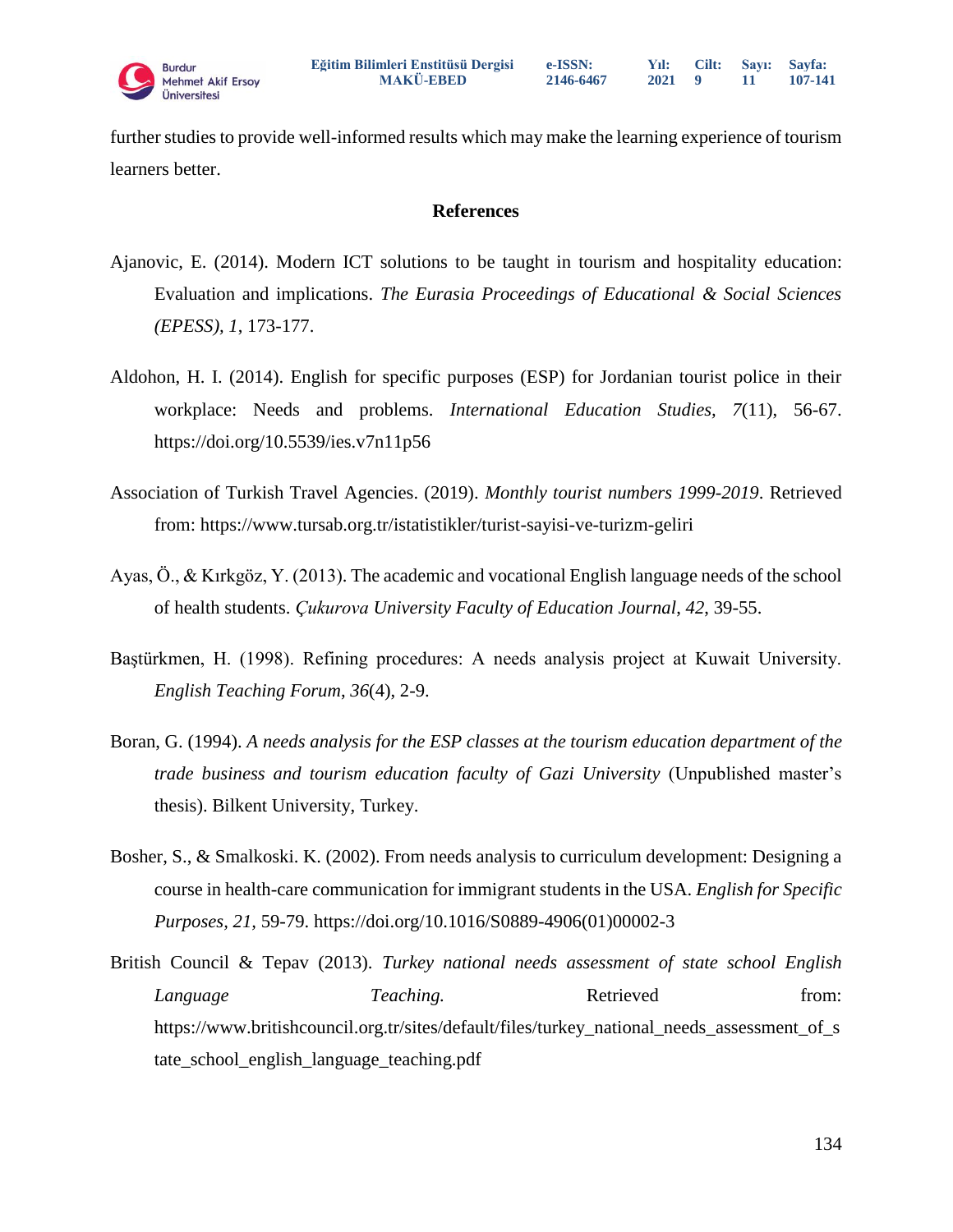further studies to provide well-informed results which may make the learning experience of tourism learners better.

## References

Ajanovic, E. (2014). Modern ICT solutions to be taught in tourism and hospitality education: Evaluation and implications. *The Eurasia Proceedings of Educational & Social Sciences (EPESS), 1*, 173-177.

Aldohon, H. I. (2014). English for specific purposes (ESP) for Jordanian tourist police in their workplace: Needs and problems. *International Education Studies, 7*(11), 56-67. https://doi.org/10.5539/ies.v7n11p56

Association of Turkish Travel Agencies. (2019). *Monthly tourist numbers 1999-2019*. Retrieved from: https://www.tursab.org.tr/istatistikler/turist-sayisi-ve-turizm-geliri

Ayas, Ö., & Kırkgöz, Y. (2013). The academic and vocational English language needs of the school of health students. *Çukurova University Faculty of Education Journal, 42*, 39-55.

Baştürkmen, H. (1998). Refining procedures: A needs analysis project at Kuwait University. *English Teaching Forum*, *36*(4), 2-9.

Boran, G. (1994). *A needs analysis for the ESP classes at the tourism education department of the trade business and tourism education faculty of Gazi University* (Unpublished master's thesis). Bilkent University, Turkey.

Bosher, S., & Smalkoski. K. (2002). From needs analysis to curriculum development: Designing a course in health-care communication for immigrant students in the USA. *English for Specific Purposes, 21,* 59-79. https://doi.org/10.1016/S0889-4906(01)00002-3

British Council & Tepav (2013). *Turkey national needs assessment of state school English Language Teaching.* Retrieved from: https://www.britishcouncil.org.tr/sites/default/files/turkey_national_needs_assessment_of_state_school_english_language_teaching.pdf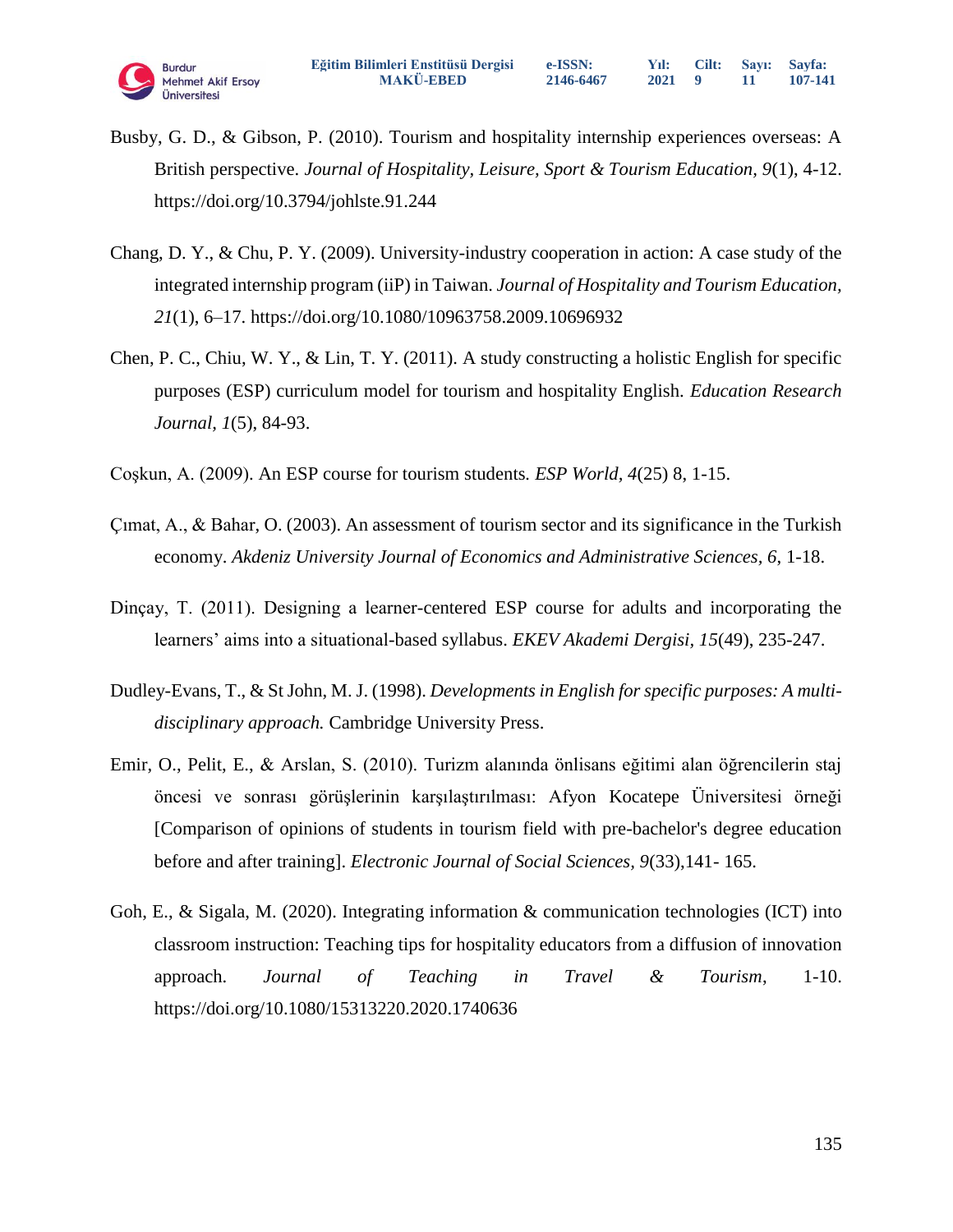Busby, G. D., & Gibson, P. (2010). Tourism and hospitality internship experiences overseas: A British perspective. *Journal of Hospitality, Leisure, Sport & Tourism Education, 9*(1), 4-12. https://doi.org/10.3794/johlste.91.244

Chang, D. Y., & Chu, P. Y. (2009). University-industry cooperation in action: A case study of the integrated internship program (iiP) in Taiwan. *Journal of Hospitality and Tourism Education, 21*(1), 6–17. https://doi.org/10.1080/10963758.2009.10696932

Chen, P. C., Chiu, W. Y., & Lin, T. Y. (2011). A study constructing a holistic English for specific purposes (ESP) curriculum model for tourism and hospitality English. *Education Research Journal, 1*(5), 84-93.

Coşkun, A. (2009). An ESP course for tourism students. *ESP World, 4*(25) 8, 1-15.

Çımat, A., & Bahar, O. (2003). An assessment of tourism sector and its significance in the Turkish economy. *Akdeniz University Journal of Economics and Administrative Sciences, 6*, 1-18.

Dinçay, T. (2011). Designing a learner-centered ESP course for adults and incorporating the learners' aims into a situational-based syllabus. *EKEV Akademi Dergisi, 15*(49), 235-247.

Dudley-Evans, T., & St John, M. J. (1998). *Developments in English for specific purposes: A multi-disciplinary approach.* Cambridge University Press.

Emir, O., Pelit, E., & Arslan, S. (2010). Turizm alanında önlisans eğitimi alan öğrencilerin staj öncesi ve sonrası görüşlerinin karşılaştırılması: Afyon Kocatepe Üniversitesi örneği [Comparison of opinions of students in tourism field with pre-bachelor's degree education before and after training]. *Electronic Journal of Social Sciences, 9*(33),141- 165.

Goh, E., & Sigala, M. (2020). Integrating information & communication technologies (ICT) into classroom instruction: Teaching tips for hospitality educators from a diffusion of innovation approach. *Journal of Teaching in Travel & Tourism*, 1-10. https://doi.org/10.1080/15313220.2020.1740636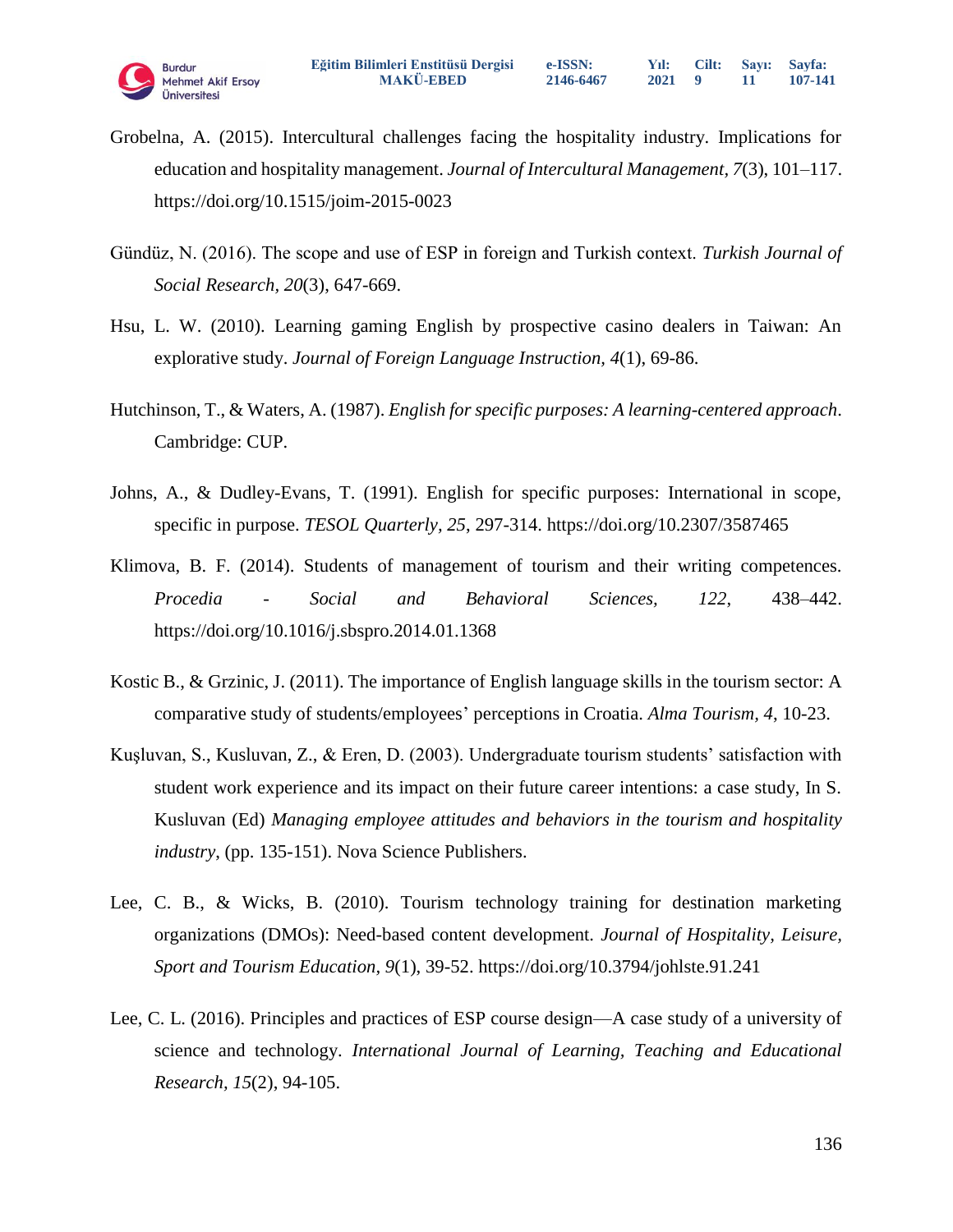Grobelna, A. (2015). Intercultural challenges facing the hospitality industry. Implications for education and hospitality management. *Journal of Intercultural Management*, *7*(3), 101–117. https://doi.org/10.1515/joim-2015-0023

Gündüz, N. (2016). The scope and use of ESP in foreign and Turkish context. *Turkish Journal of Social Research*, *20*(3), 647-669.

Hsu, L. W. (2010). Learning gaming English by prospective casino dealers in Taiwan: An explorative study. *Journal of Foreign Language Instruction*, *4*(1), 69-86.

Hutchinson, T., & Waters, A. (1987). *English for specific purposes: A learning-centered approach*. Cambridge: CUP.

Johns, A., & Dudley-Evans, T. (1991). English for specific purposes: International in scope, specific in purpose. *TESOL Quarterly, 25*, 297-314. https://doi.org/10.2307/3587465

Klimova, B. F. (2014). Students of management of tourism and their writing competences. *Procedia - Social and Behavioral Sciences,* *122*, 438–442. https://doi.org/10.1016/j.sbspro.2014.01.1368

Kostic B., & Grzinic, J. (2011). The importance of English language skills in the tourism sector: A comparative study of students/employees' perceptions in Croatia. *Alma Tourism*, *4*, 10-23.

Kuşluvan, S., Kusluvan, Z., & Eren, D. (2003). Undergraduate tourism students' satisfaction with student work experience and its impact on their future career intentions: a case study, In S. Kusluvan (Ed) *Managing employee attitudes and behaviors in the tourism and hospitality industry*, (pp. 135-151). Nova Science Publishers.

Lee, C. B., & Wicks, B. (2010). Tourism technology training for destination marketing organizations (DMOs): Need-based content development. *Journal of Hospitality, Leisure, Sport and Tourism Education, 9*(1), 39-52. https://doi.org/10.3794/johlste.91.241

Lee, C. L. (2016). Principles and practices of ESP course design—A case study of a university of science and technology. *International Journal of Learning, Teaching and Educational Research, 15*(2), 94-105.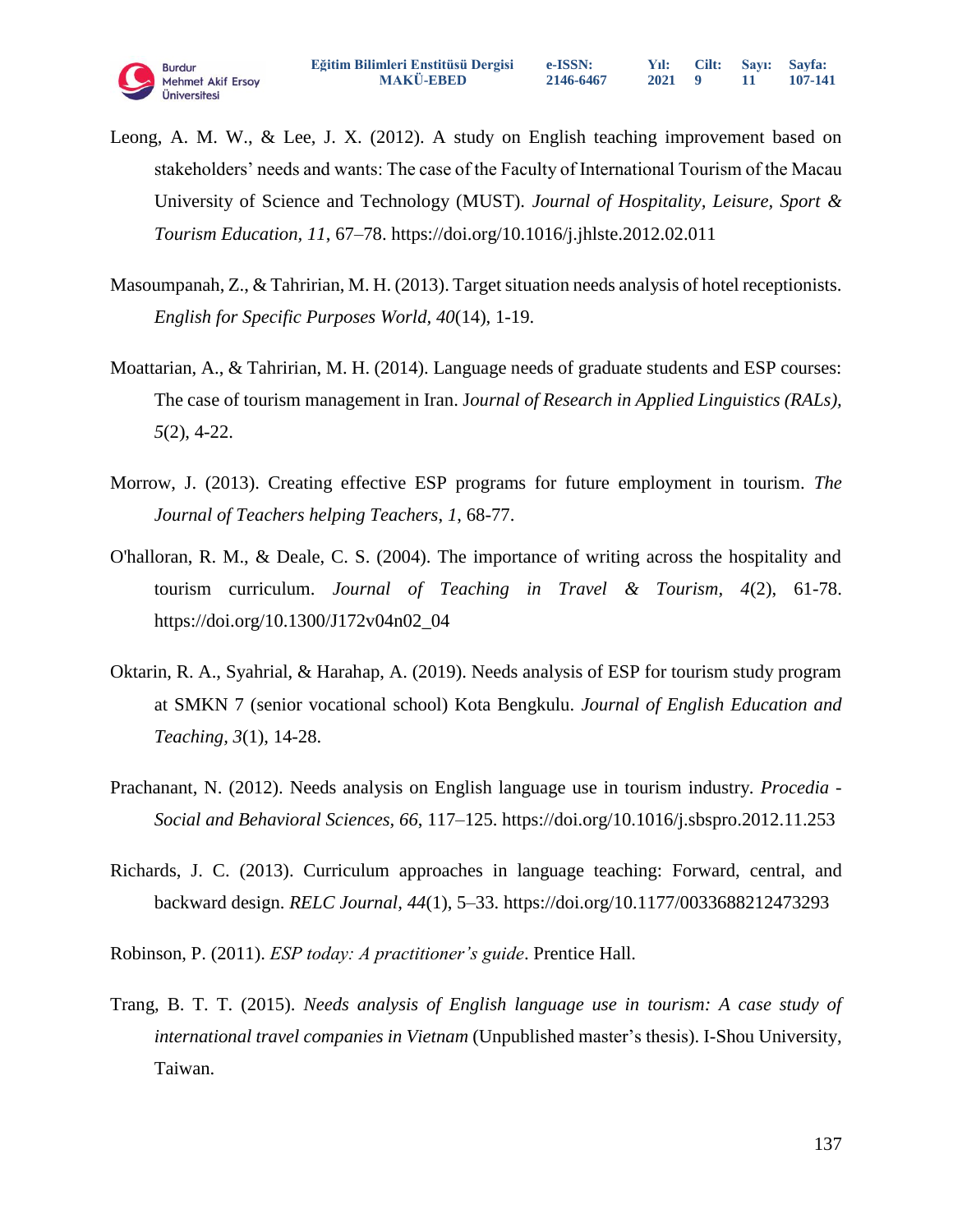Leong, A. M. W., & Lee, J. X. (2012). A study on English teaching improvement based on stakeholders' needs and wants: The case of the Faculty of International Tourism of the Macau University of Science and Technology (MUST). *Journal of Hospitality, Leisure, Sport & Tourism Education, 11*, 67–78. https://doi.org/10.1016/j.jhlste.2012.02.011

Masoumpanah, Z., & Tahririan, M. H. (2013). Target situation needs analysis of hotel receptionists. *English for Specific Purposes World, 40*(14), 1-19.

Moattarian, A., & Tahririan, M. H. (2014). Language needs of graduate students and ESP courses: The case of tourism management in Iran. J*ournal of Research in Applied Linguistics (RALs), 5*(2), 4-22.

Morrow, J. (2013). Creating effective ESP programs for future employment in tourism. *The Journal of Teachers helping Teachers*, *1*, 68-77.

O'halloran, R. M., & Deale, C. S. (2004). The importance of writing across the hospitality and tourism curriculum. *Journal of Teaching in Travel & Tourism*, *4*(2), 61-78. https://doi.org/10.1300/J172v04n02_04

Oktarin, R. A., Syahrial, & Harahap, A. (2019). Needs analysis of ESP for tourism study program at SMKN 7 (senior vocational school) Kota Bengkulu. *Journal of English Education and Teaching, 3*(1), 14-28.

Prachanant, N. (2012). Needs analysis on English language use in tourism industry. *Procedia - Social and Behavioral Sciences, 66*, 117–125. https://doi.org/10.1016/j.sbspro.2012.11.253

Richards, J. C. (2013). Curriculum approaches in language teaching: Forward, central, and backward design. *RELC Journal*, *44*(1), 5–33. https://doi.org/10.1177/0033688212473293

Robinson, P. (2011). *ESP today: A practitioner's guide*. Prentice Hall.

Trang, B. T. T. (2015). *Needs analysis of English language use in tourism: A case study of international travel companies in Vietnam* (Unpublished master's thesis). I-Shou University, Taiwan.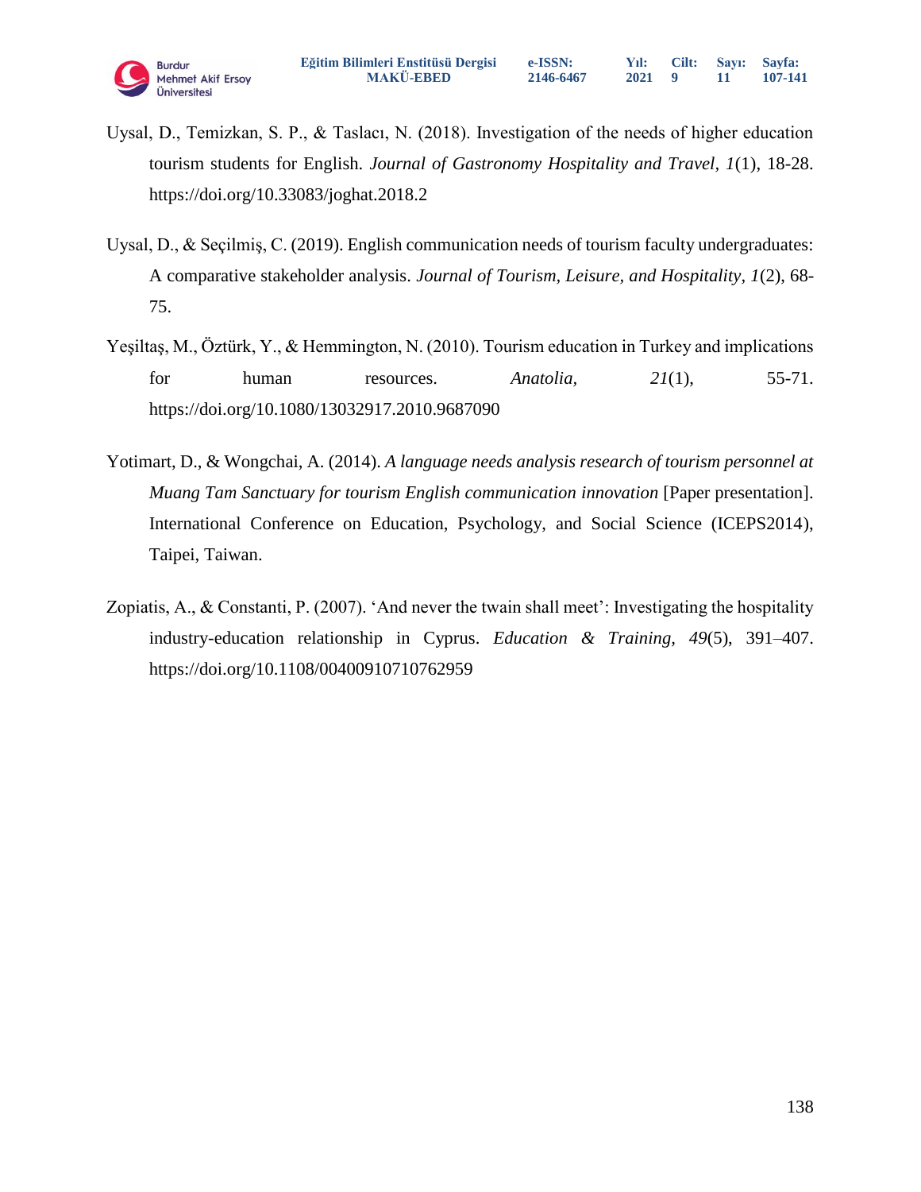Uysal, D., Temizkan, S. P., & Taslacı, N. (2018). Investigation of the needs of higher education tourism students for English. *Journal of Gastronomy Hospitality and Travel, 1*(1), 18-28. https://doi.org/10.33083/joghat.2018.2

Uysal, D., & Seçilmiş, C. (2019). English communication needs of tourism faculty undergraduates: A comparative stakeholder analysis. *Journal of Tourism, Leisure, and Hospitality, 1*(2), 68-75.

Yeşiltaş, M., Öztürk, Y., & Hemmington, N. (2010). Tourism education in Turkey and implications for human resources. *Anatolia, 21*(1), 55-71. https://doi.org/10.1080/13032917.2010.9687090

Yotimart, D., & Wongchai, A. (2014). *A language needs analysis research of tourism personnel at Muang Tam Sanctuary for tourism English communication innovation* [Paper presentation]. International Conference on Education, Psychology, and Social Science (ICEPS2014), Taipei, Taiwan.

Zopiatis, A., & Constanti, P. (2007). 'And never the twain shall meet': Investigating the hospitality industry-education relationship in Cyprus. *Education & Training, 49*(5), 391–407. https://doi.org/10.1108/00400910710762959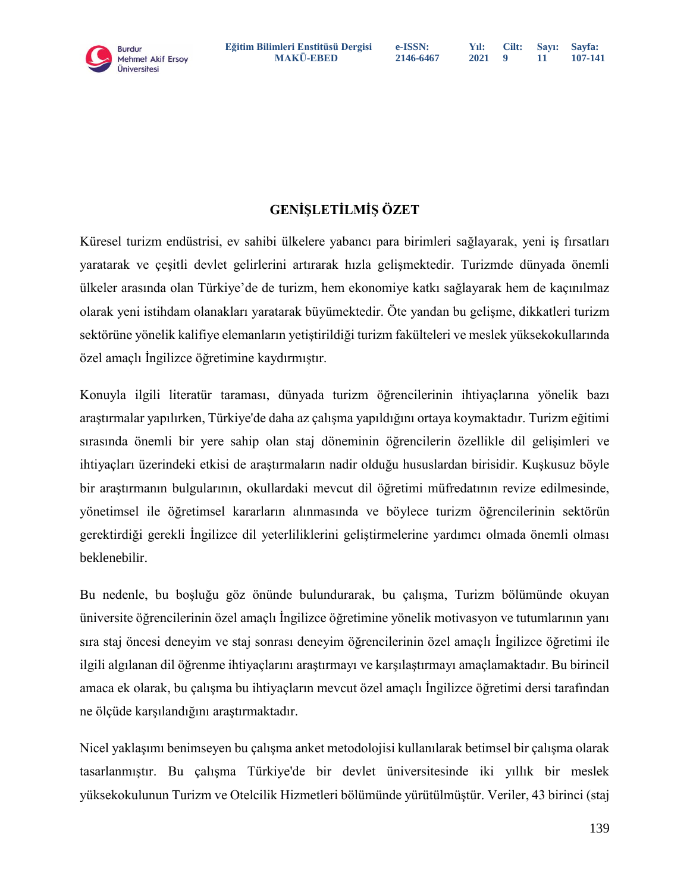## GENİŞLETİLMİŞ ÖZET

Küresel turizm endüstrisi, ev sahibi ülkelere yabancı para birimleri sağlayarak, yeni iş fırsatları yaratarak ve çeşitli devlet gelirlerini artırarak hızla gelişmektedir. Turizmde dünyada önemli ülkeler arasında olan Türkiye'de de turizm, hem ekonomiye katkı sağlayarak hem de kaçınılmaz olarak yeni istihdam olanakları yaratarak büyümektedir. Öte yandan bu gelişme, dikkatleri turizm sektörüne yönelik kalifiye elemanların yetiştirildiği turizm fakülteleri ve meslek yüksekokullarında özel amaçlı İngilizce öğretimine kaydırmıştır.

Konuyla ilgili literatür taraması, dünyada turizm öğrencilerinin ihtiyaçlarına yönelik bazı araştırmalar yapılırken, Türkiye'de daha az çalışma yapıldığını ortaya koymaktadır. Turizm eğitimi sırasında önemli bir yere sahip olan staj döneminin öğrencilerin özellikle dil gelişimleri ve ihtiyaçları üzerindeki etkisi de araştırmaların nadir olduğu hususlardan birisidir. Kuşkusuz böyle bir araştırmanın bulgularının, okullardaki mevcut dil öğretimi müfredatının revize edilmesinde, yönetimsel ile öğretimsel kararların alınmasında ve böylece turizm öğrencilerinin sektörün gerektirdiği gerekli İngilizce dil yeterliliklerini geliştirmelerine yardımcı olmada önemli olması beklenebilir.

Bu nedenle, bu boşluğu göz önünde bulundurarak, bu çalışma, Turizm bölümünde okuyan üniversite öğrencilerinin özel amaçlı İngilizce öğretimine yönelik motivasyon ve tutumlarının yanı sıra staj öncesi deneyim ve staj sonrası deneyim öğrencilerinin özel amaçlı İngilizce öğretimi ile ilgili algılanan dil öğrenme ihtiyaçlarını araştırmayı ve karşılaştırmayı amaçlamaktadır. Bu birincil amaca ek olarak, bu çalışma bu ihtiyaçların mevcut özel amaçlı İngilizce öğretimi dersi tarafından ne ölçüde karşılandığını araştırmaktadır.

Nicel yaklaşımı benimseyen bu çalışma anket metodolojisi kullanılarak betimsel bir çalışma olarak tasarlanmıştır. Bu çalışma Türkiye'de bir devlet üniversitesinde iki yıllık bir meslek yüksekokulunun Turizm ve Otelcilik Hizmetleri bölümünde yürütülmüştür. Veriler, 43 birinci (staj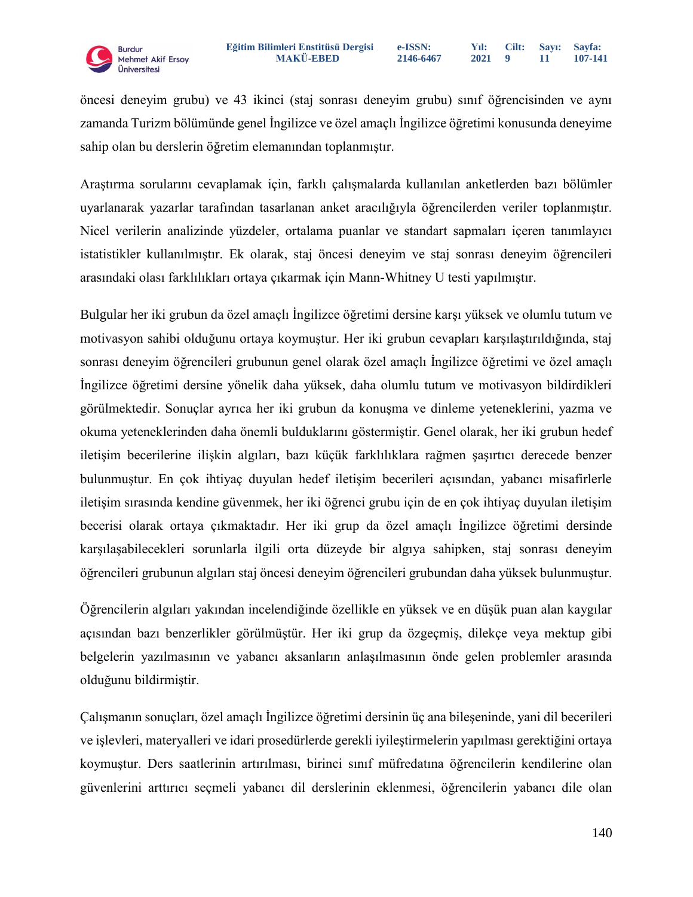öncesi deneyim grubu) ve 43 ikinci (staj sonrası deneyim grubu) sınıf öğrencisinden ve aynı zamanda Turizm bölümünde genel İngilizce ve özel amaçlı İngilizce öğretimi konusunda deneyime sahip olan bu derslerin öğretim elemanından toplanmıştır.

Araştırma sorularını cevaplamak için, farklı çalışmalarda kullanılan anketlerden bazı bölümler uyarlanarak yazarlar tarafından tasarlanan anket aracılığıyla öğrencilerden veriler toplanmıştır. Nicel verilerin analizinde yüzdeler, ortalama puanlar ve standart sapmaları içeren tanımlayıcı istatistikler kullanılmıştır. Ek olarak, staj öncesi deneyim ve staj sonrası deneyim öğrencileri arasındaki olası farklılıkları ortaya çıkarmak için Mann-Whitney U testi yapılmıştır.

Bulgular her iki grubun da özel amaçlı İngilizce öğretimi dersine karşı yüksek ve olumlu tutum ve motivasyon sahibi olduğunu ortaya koymuştur. Her iki grubun cevapları karşılaştırıldığında, staj sonrası deneyim öğrencileri grubunun genel olarak özel amaçlı İngilizce öğretimi ve özel amaçlı İngilizce öğretimi dersine yönelik daha yüksek, daha olumlu tutum ve motivasyon bildirdikleri görülmektedir. Sonuçlar ayrıca her iki grubun da konuşma ve dinleme yeteneklerini, yazma ve okuma yeteneklerinden daha önemli bulduklarını göstermiştir. Genel olarak, her iki grubun hedef iletişim becerilerine ilişkin algıları, bazı küçük farklılıklara rağmen şaşırtıcı derecede benzer bulunmuştur. En çok ihtiyaç duyulan hedef iletişim becerileri açısından, yabancı misafirlerle iletişim sırasında kendine güvenmek, her iki öğrenci grubu için de en çok ihtiyaç duyulan iletişim becerisi olarak ortaya çıkmaktadır. Her iki grup da özel amaçlı İngilizce öğretimi dersinde karşılaşabilecekleri sorunlarla ilgili orta düzeyde bir algıya sahipken, staj sonrası deneyim öğrencileri grubunun algıları staj öncesi deneyim öğrencileri grubundan daha yüksek bulunmuştur.

Öğrencilerin algıları yakından incelendiğinde özellikle en yüksek ve en düşük puan alan kaygılar açısından bazı benzerlikler görülmüştür. Her iki grup da özgeçmiş, dilekçe veya mektup gibi belgelerin yazılmasının ve yabancı aksanların anlaşılmasının önde gelen problemler arasında olduğunu bildirmiştir.

Çalışmanın sonuçları, özel amaçlı İngilizce öğretimi dersinin üç ana bileşeninde, yani dil becerileri ve işlevleri, materyalleri ve idari prosedürlerde gerekli iyileştirmelerin yapılması gerektiğini ortaya koymuştur. Ders saatlerinin artırılması, birinci sınıf müfredatına öğrencilerin kendilerine olan güvenlerini arttırıcı seçmeli yabancı dil derslerinin eklenmesi, öğrencilerin yabancı dile olan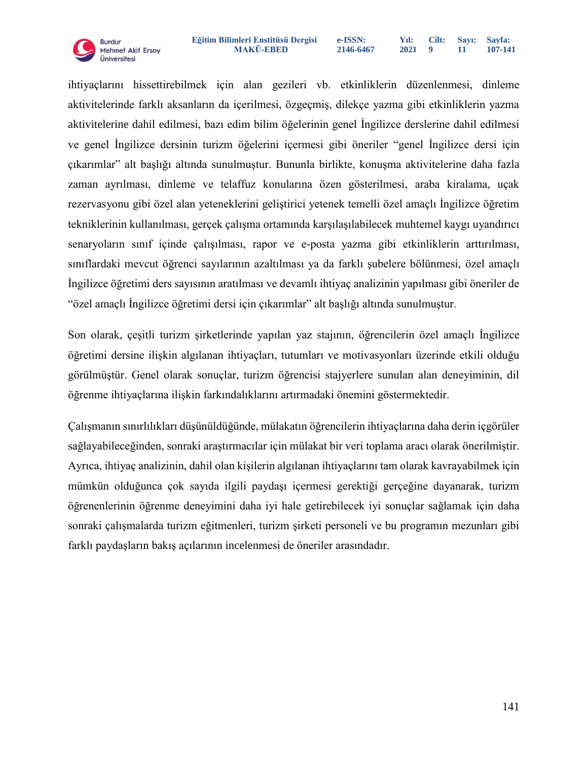ihtiyaçlarını hissettirebilmek için alan gezileri vb. etkinliklerin düzenlenmesi, dinleme aktivitelerinde farklı aksanların da içerilmesi, özgeçmiş, dilekçe yazma gibi etkinliklerin yazma aktivitelerine dahil edilmesi, bazı edim bilim öğelerinin genel İngilizce derslerine dahil edilmesi ve genel İngilizce dersinin turizm öğelerini içermesi gibi öneriler "genel İngilizce dersi için çıkarımlar" alt başlığı altında sunulmuştur. Bununla birlikte, konuşma aktivitelerine daha fazla zaman ayrılması, dinleme ve telaffuz konularına özen gösterilmesi, araba kiralama, uçak rezervasyonu gibi özel alan yeteneklerini geliştirici yetenek temelli özel amaçlı İngilizce öğretim tekniklerinin kullanılması, gerçek çalışma ortamında karşılaşılabilecek muhtemel kaygı uyandırıcı senaryoların sınıf içinde çalışılması, rapor ve e-posta yazma gibi etkinliklerin arttırılması, sınıflardaki mevcut öğrenci sayılarının azaltılması ya da farklı şubelere bölünmesi, özel amaçlı İngilizce öğretimi ders sayısının aratılması ve devamlı ihtiyaç analizinin yapılması gibi öneriler de "özel amaçlı İngilizce öğretimi dersi için çıkarımlar" alt başlığı altında sunulmuştur.

Son olarak, çeşitli turizm şirketlerinde yapılan yaz stajının, öğrencilerin özel amaçlı İngilizce öğretimi dersine ilişkin algılanan ihtiyaçları, tutumları ve motivasyonları üzerinde etkili olduğu görülmüştür. Genel olarak sonuçlar, turizm öğrencisi stajyerlere sunulan alan deneyiminin, dil öğrenme ihtiyaçlarına ilişkin farkındalıklarını artırmadaki önemini göstermektedir.

Çalışmanın sınırlılıkları düşünüldüğünde, mülakatın öğrencilerin ihtiyaçlarına daha derin içgörüler sağlayabileceğinden, sonraki araştırmacılar için mülakat bir veri toplama aracı olarak önerilmiştir. Ayrıca, ihtiyaç analizinin, dahil olan kişilerin algılanan ihtiyaçlarını tam olarak kavrayabilmek için mümkün olduğunca çok sayıda ilgili paydaşı içermesi gerektiği gerçeğine dayanarak, turizm öğrenenlerinin öğrenme deneyimini daha iyi hale getirebilecek iyi sonuçlar sağlamak için daha sonraki çalışmalarda turizm eğitmenleri, turizm şirketi personeli ve bu programın mezunları gibi farklı paydaşların bakış açılarının incelenmesi de öneriler arasındadır.